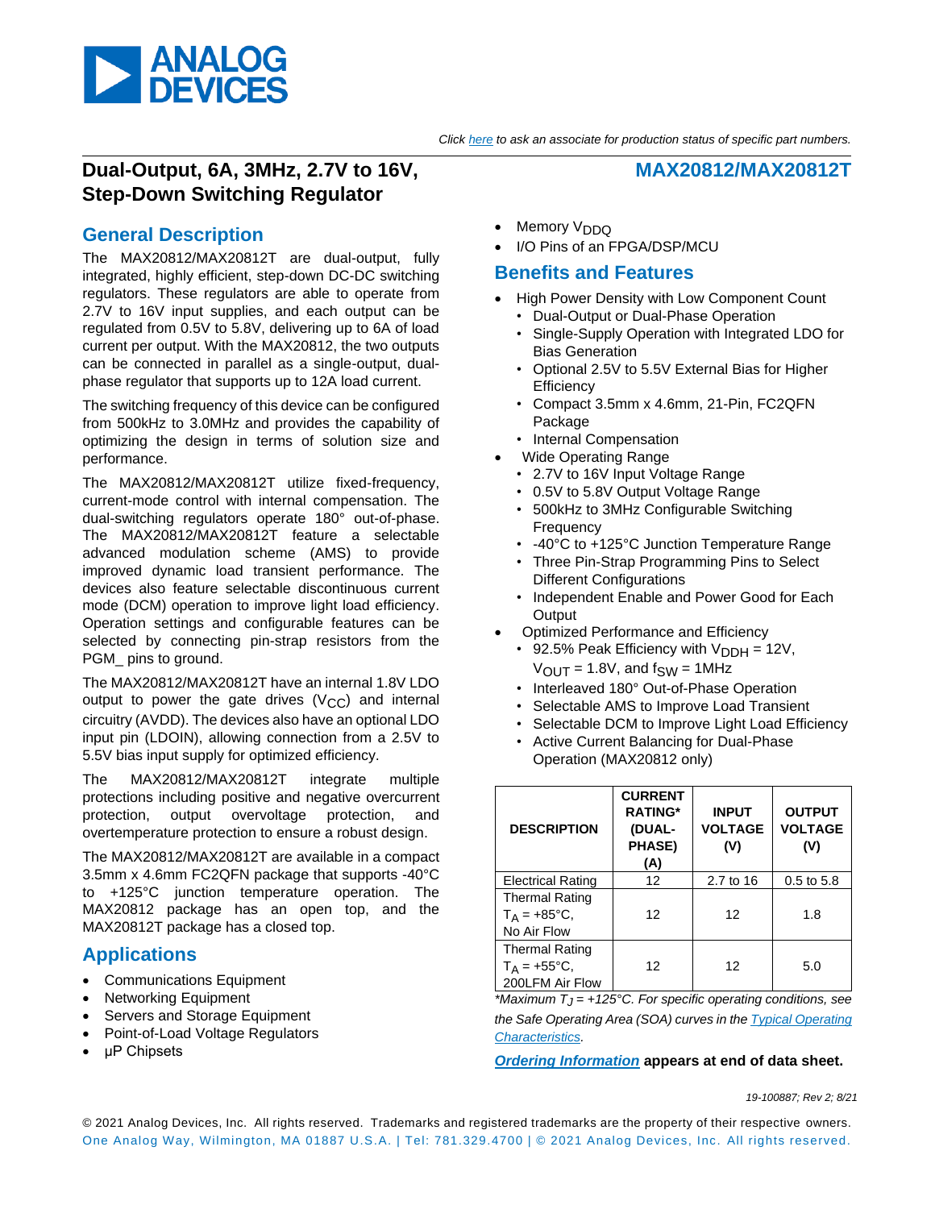Click here to ask an associate for production status of specific part numbers.

# Dual-Output, 6A, 3MHz, 2.7V to 16V, Step-Down Switching Regulator

# MAX20812/MAX20812T

## General Description

The MAX20812/MAX20812T are dual-output, fully integrated, highly efficient, step-down DC-DC switching regulators. These regulators are able to operate from 2.7V to 16V input supplies, and each output can be regulated from 0.5V to 5.8V, delivering up to 6A of load current per output. With the MAX20812, the two outputs can be connected in parallel as a single-output, dual-phase regulator that supports up to 12A load current.

The switching frequency of this device can be configured from 500kHz to 3.0MHz and provides the capability of optimizing the design in terms of solution size and performance.

The MAX20812/MAX20812T utilize fixed-frequency, current-mode control with internal compensation. The dual-switching regulators operate 180° out-of-phase. The MAX20812/MAX20812T feature a selectable advanced modulation scheme (AMS) to provide improved dynamic load transient performance. The devices also feature selectable discontinuous current mode (DCM) operation to improve light load efficiency. Operation settings and configurable features can be selected by connecting pin-strap resistors from the PGM_ pins to ground.

The MAX20812/MAX20812T have an internal 1.8V LDO output to power the gate drives ($V_{CC}$) and internal circuitry (AVDD). The devices also have an optional LDO input pin (LDOIN), allowing connection from a 2.5V to 5.5V bias input supply for optimized efficiency.

The MAX20812/MAX20812T integrate multiple protections including positive and negative overcurrent protection, output overvoltage protection, and overtemperature protection to ensure a robust design.

The MAX20812/MAX20812T are available in a compact 3.5mm x 4.6mm FC2QFN package that supports -40°C to +125°C junction temperature operation. The MAX20812 package has an open top, and the MAX20812T package has a closed top.

## Applications

- Communications Equipment
- Networking Equipment
- Servers and Storage Equipment
- Point-of-Load Voltage Regulators
- µP Chipsets
- Memory $V_{DDQ}$
- I/O Pins of an FPGA/DSP/MCU

## Benefits and Features

- High Power Density with Low Component Count
  - Dual-Output or Dual-Phase Operation
  - Single-Supply Operation with Integrated LDO for Bias Generation
  - Optional 2.5V to 5.5V External Bias for Higher Efficiency
  - Compact 3.5mm x 4.6mm, 21-Pin, FC2QFN Package
  - Internal Compensation
- Wide Operating Range
  - 2.7V to 16V Input Voltage Range
  - 0.5V to 5.8V Output Voltage Range
  - 500kHz to 3MHz Configurable Switching Frequency
  - -40°C to +125°C Junction Temperature Range
  - Three Pin-Strap Programming Pins to Select Different Configurations
  - Independent Enable and Power Good for Each Output
- Optimized Performance and Efficiency
  - 92.5% Peak Efficiency with $V_{DDH}$ = 12V, $V_{OUT}$ = 1.8V, and $f_{SW}$ = 1MHz
  - Interleaved 180° Out-of-Phase Operation
  - Selectable AMS to Improve Load Transient
  - Selectable DCM to Improve Light Load Efficiency
  - Active Current Balancing for Dual-Phase Operation (MAX20812 only)

| DESCRIPTION | CURRENT RATING* (DUAL-PHASE) (A) | INPUT VOLTAGE (V) | OUTPUT VOLTAGE (V) |
|---|---|---|---|
| Electrical Rating | 12 | 2.7 to 16 | 0.5 to 5.8 |
| Thermal Rating $T_A$ = +85°C, No Air Flow | 12 | 12 | 1.8 |
| Thermal Rating $T_A$ = +55°C, 200LFM Air Flow | 12 | 12 | 5.0 |

*\*Maximum $T_J$ = +125°C. For specific operating conditions, see the Safe Operating Area (SOA) curves in the Typical Operating Characteristics.*

**Ordering Information appears at end of data sheet.**

19-100887; Rev 2; 8/21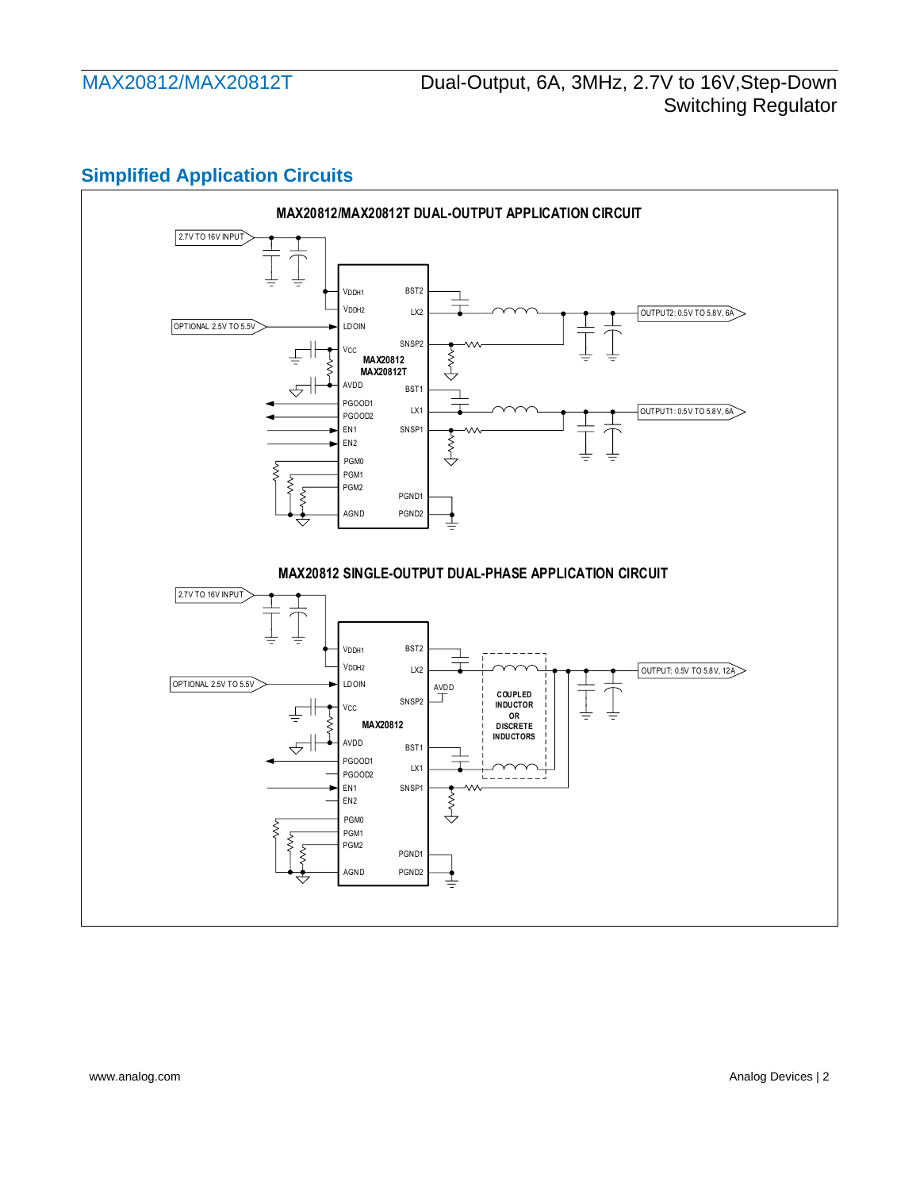## Simplified Application Circuits

**MAX20812/MAX20812T DUAL-OUTPUT APPLICATION CIRCUIT**

2.7V TO 16V INPUT

OPTIONAL 2.5V TO 5.5V

$V_{DDH1}$, $V_{DDH2}$, LDOIN, $V_{CC}$, AVDD, PGOOD1, PGOOD2, EN1, EN2, PGM0, PGM1, PGM2, AGND

BST2, LX2, SNSP2, BST1, LX1, SNSP1, PGND1, PGND2

MAX20812
MAX20812T

OUTPUT2: 0.5V TO 5.8V, 6A

OUTPUT1: 0.5V TO 5.8V, 6A

**MAX20812 SINGLE-OUTPUT DUAL-PHASE APPLICATION CIRCUIT**

2.7V TO 16V INPUT

OPTIONAL 2.5V TO 5.5V

$V_{DDH1}$, $V_{DDH2}$, LDOIN, $V_{CC}$, AVDD, PGOOD1, PGOOD2, EN1, EN2, PGM0, PGM1, PGM2, AGND

BST2, LX2, SNSP2, BST1, LX1, SNSP1, PGND1, PGND2

MAX20812

AVDD

COUPLED INDUCTOR OR DISCRETE INDUCTORS

OUTPUT: 0.5V TO 5.8V, 12A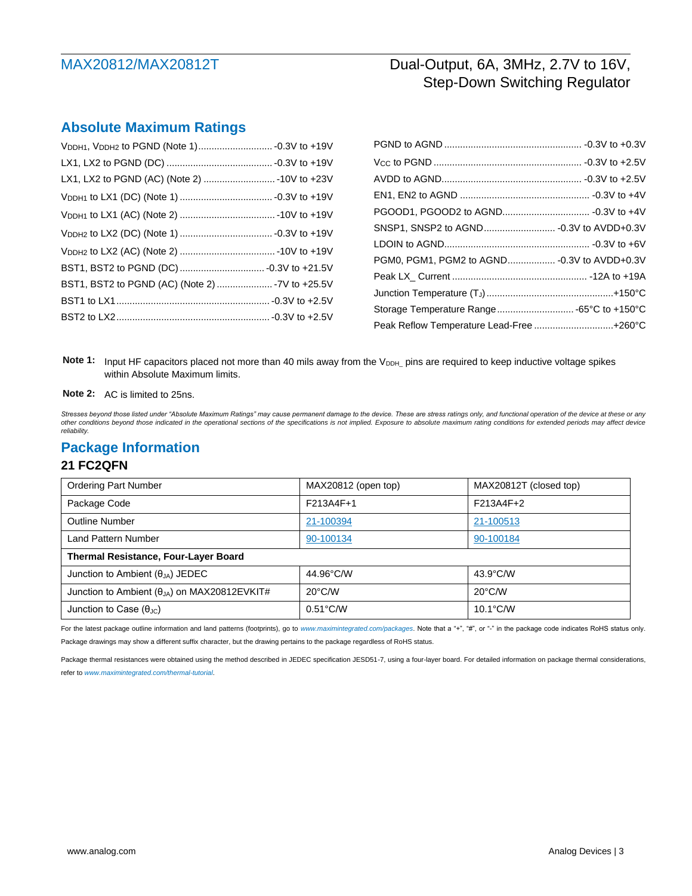## Absolute Maximum Ratings

$V_{DDH1}$, $V_{DDH2}$ to PGND (Note 1) ............ -0.3V to +19V
LX1, LX2 to PGND (DC) ............ -0.3V to +19V
LX1, LX2 to PGND (AC) (Note 2) ............ -10V to +23V
$V_{DDH1}$ to LX1 (DC) (Note 1) ............ -0.3V to +19V
$V_{DDH1}$ to LX1 (AC) (Note 2) ............ -10V to +19V
$V_{DDH2}$ to LX2 (DC) (Note 1) ............ -0.3V to +19V
$V_{DDH2}$ to LX2 (AC) (Note 2) ............ -10V to +19V
BST1, BST2 to PGND (DC) ............ -0.3V to +21.5V
BST1, BST2 to PGND (AC) (Note 2) ............ -7V to +25.5V
BST1 to LX1 ............ -0.3V to +2.5V
BST2 to LX2 ............ -0.3V to +2.5V
PGND to AGND ............ -0.3V to +0.3V
$V_{CC}$ to PGND ............ -0.3V to +2.5V
AVDD to AGND ............ -0.3V to +2.5V
EN1, EN2 to AGND ............ -0.3V to +4V
PGOOD1, PGOOD2 to AGND ............ -0.3V to +4V
SNSP1, SNSP2 to AGND ............ -0.3V to AVDD+0.3V
LDOIN to AGND ............ -0.3V to +6V
PGM0, PGM1, PGM2 to AGND ............ -0.3V to AVDD+0.3V
Peak LX_ Current ............ -12A to +19A
Junction Temperature ($T_J$) ............ +150°C
Storage Temperature Range ............ -65°C to +150°C
Peak Reflow Temperature Lead-Free ............ +260°C

**Note 1:** Input HF capacitors placed not more than 40 mils away from the $V_{DDH\_}$ pins are required to keep inductive voltage spikes within Absolute Maximum limits.

**Note 2:** AC is limited to 25ns.

*Stresses beyond those listed under "Absolute Maximum Ratings" may cause permanent damage to the device. These are stress ratings only, and functional operation of the device at these or any other conditions beyond those indicated in the operational sections of the specifications is not implied. Exposure to absolute maximum rating conditions for extended periods may affect device reliability.*

## Package Information

### 21 FC2QFN

| Ordering Part Number | MAX20812 (open top) | MAX20812T (closed top) |
|---|---|---|
| Package Code | F213A4F+1 | F213A4F+2 |
| Outline Number | 21-100394 | 21-100513 |
| Land Pattern Number | 90-100134 | 90-100184 |
| **Thermal Resistance, Four-Layer Board** | | |
| Junction to Ambient ($\theta_{JA}$) JEDEC | 44.96°C/W | 43.9°C/W |
| Junction to Ambient ($\theta_{JA}$) on MAX20812EVKIT# | 20°C/W | 20°C/W |
| Junction to Case ($\theta_{JC}$) | 0.51°C/W | 10.1°C/W |

For the latest package outline information and land patterns (footprints), go to *www.maximintegrated.com/packages*. Note that a "+", "#", or "-" in the package code indicates RoHS status only. Package drawings may show a different suffix character, but the drawing pertains to the package regardless of RoHS status.

Package thermal resistances were obtained using the method described in JEDEC specification JESD51-7, using a four-layer board. For detailed information on package thermal considerations, refer to *www.maximintegrated.com/thermal-tutorial*.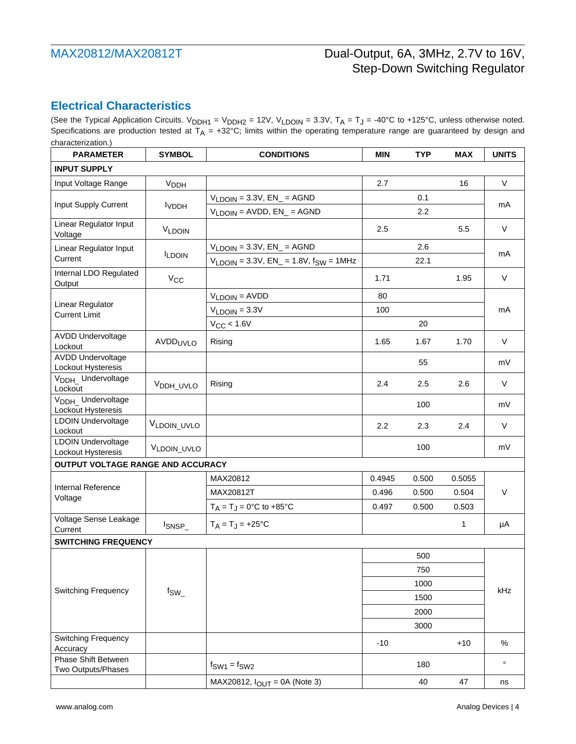## Electrical Characteristics

(See the Typical Application Circuits. $V_{DDH1}$ = $V_{DDH2}$ = 12V, $V_{LDOIN}$ = 3.3V, $T_A$ = $T_J$ = -40°C to +125°C, unless otherwise noted. Specifications are production tested at $T_A$ = +32°C; limits within the operating temperature range are guaranteed by design and characterization.)

| PARAMETER | SYMBOL | CONDITIONS | MIN | TYP | MAX | UNITS |
|---|---|---|---|---|---|---|
| **INPUT SUPPLY** | | | | | | |
| Input Voltage Range | $V_{DDH}$ | | 2.7 | | 16 | V |
| Input Supply Current | $I_{VDDH}$ | $V_{LDOIN}$ = 3.3V, EN_ = AGND | | 0.1 | | mA |
| | | $V_{LDOIN}$ = AVDD, EN_ = AGND | | 2.2 | | |
| Linear Regulator Input Voltage | $V_{LDOIN}$ | | 2.5 | | 5.5 | V |
| Linear Regulator Input Current | $I_{LDOIN}$ | $V_{LDOIN}$ = 3.3V, EN_ = AGND | | 2.6 | | mA |
| | | $V_{LDOIN}$ = 3.3V, EN_ = 1.8V, $f_{SW}$ = 1MHz | | 22.1 | | |
| Internal LDO Regulated Output | $V_{CC}$ | | 1.71 | | 1.95 | V |
| Linear Regulator Current Limit | | $V_{LDOIN}$ = AVDD | 80 | | | mA |
| | | $V_{LDOIN}$ = 3.3V | 100 | | | |
| | | $V_{CC}$ < 1.6V | | 20 | | |
| AVDD Undervoltage Lockout | $AVDD_{UVLO}$ | Rising | 1.65 | 1.67 | 1.70 | V |
| AVDD Undervoltage Lockout Hysteresis | | | | 55 | | mV |
| $V_{DDH\_}$ Undervoltage Lockout | $V_{DDH\_UVLO}$ | Rising | 2.4 | 2.5 | 2.6 | V |
| $V_{DDH\_}$ Undervoltage Lockout Hysteresis | | | | 100 | | mV |
| LDOIN Undervoltage Lockout | $V_{LDOIN\_UVLO}$ | | 2.2 | 2.3 | 2.4 | V |
| LDOIN Undervoltage Lockout Hysteresis | $V_{LDOIN\_UVLO}$ | | | 100 | | mV |
| **OUTPUT VOLTAGE RANGE AND ACCURACY** | | | | | | |
| Internal Reference Voltage | | MAX20812 | 0.4945 | 0.500 | 0.5055 | V |
| | | MAX20812T | 0.496 | 0.500 | 0.504 | |
| | | $T_A$ = $T_J$ = 0°C to +85°C | 0.497 | 0.500 | 0.503 | |
| Voltage Sense Leakage Current | $I_{SNSP\_}$ | $T_A$ = $T_J$ = +25°C | | | 1 | µA |
| **SWITCHING FREQUENCY** | | | | | | |
| Switching Frequency | $f_{SW\_}$ | | | 500 | | kHz |
| | | | | 750 | | |
| | | | | 1000 | | |
| | | | | 1500 | | |
| | | | | 2000 | | |
| | | | | 3000 | | |
| Switching Frequency Accuracy | | | -10 | | +10 | % |
| Phase Shift Between Two Outputs/Phases | | $f_{SW1}$ = $f_{SW2}$ | | 180 | | ° |
| | | MAX20812, $I_{OUT}$ = 0A (Note 3) | | 40 | 47 | ns |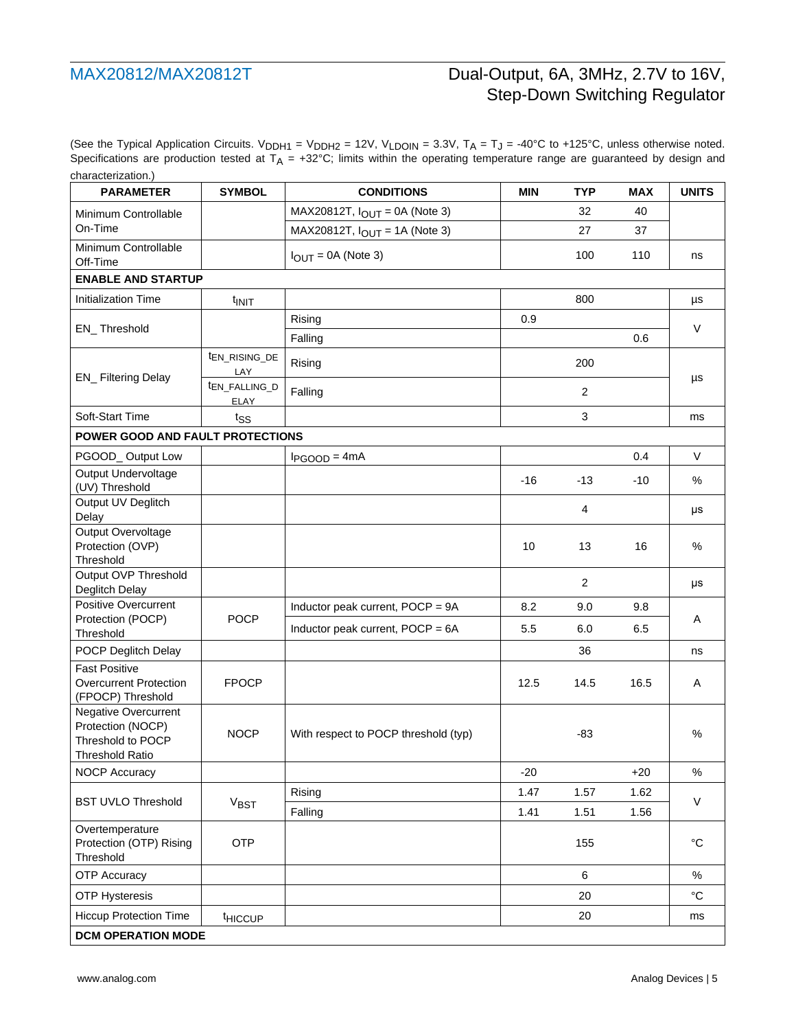(See the Typical Application Circuits. $V_{DDH1}$ = $V_{DDH2}$ = 12V, $V_{LDOIN}$ = 3.3V, $T_A$ = $T_J$ = -40°C to +125°C, unless otherwise noted. Specifications are production tested at $T_A$ = +32°C; limits within the operating temperature range are guaranteed by design and characterization.)

| PARAMETER | SYMBOL | CONDITIONS | MIN | TYP | MAX | UNITS |
|---|---|---|---|---|---|---|
| Minimum Controllable On-Time | | MAX20812T, $I_{OUT}$ = 0A (Note 3) | | 32 | 40 | |
| | | MAX20812T, $I_{OUT}$ = 1A (Note 3) | | 27 | 37 | |
| Minimum Controllable Off-Time | | $I_{OUT}$ = 0A (Note 3) | | 100 | 110 | ns |
| **ENABLE AND STARTUP** | | | | | | |
| Initialization Time | $t_{INIT}$ | | | 800 | | µs |
| EN_ Threshold | | Rising | 0.9 | | | V |
| | | Falling | | | 0.6 | |
| EN_ Filtering Delay | $t_{EN\_RISING\_DELAY}$ | Rising | | 200 | | µs |
| | $t_{EN\_FALLING\_DELAY}$ | Falling | | 2 | | |
| Soft-Start Time | $t_{SS}$ | | | 3 | | ms |
| **POWER GOOD AND FAULT PROTECTIONS** | | | | | | |
| PGOOD_ Output Low | | $I_{PGOOD}$ = 4mA | | | 0.4 | V |
| Output Undervoltage (UV) Threshold | | | -16 | -13 | -10 | % |
| Output UV Deglitch Delay | | | | 4 | | µs |
| Output Overvoltage Protection (OVP) Threshold | | | 10 | 13 | 16 | % |
| Output OVP Threshold Deglitch Delay | | | | 2 | | µs |
| Positive Overcurrent Protection (POCP) Threshold | POCP | Inductor peak current, POCP = 9A | 8.2 | 9.0 | 9.8 | A |
| | | Inductor peak current, POCP = 6A | 5.5 | 6.0 | 6.5 | |
| POCP Deglitch Delay | | | | 36 | | ns |
| Fast Positive Overcurrent Protection (FPOCP) Threshold | FPOCP | | 12.5 | 14.5 | 16.5 | A |
| Negative Overcurrent Protection (NOCP) Threshold to POCP Threshold Ratio | NOCP | With respect to POCP threshold (typ) | | -83 | | % |
| NOCP Accuracy | | | -20 | | +20 | % |
| BST UVLO Threshold | $V_{BST}$ | Rising | 1.47 | 1.57 | 1.62 | V |
| | | Falling | 1.41 | 1.51 | 1.56 | |
| Overtemperature Protection (OTP) Rising Threshold | OTP | | | 155 | | °C |
| OTP Accuracy | | | | 6 | | % |
| OTP Hysteresis | | | | 20 | | °C |
| Hiccup Protection Time | $t_{HICCUP}$ | | | 20 | | ms |
| **DCM OPERATION MODE** | | | | | | |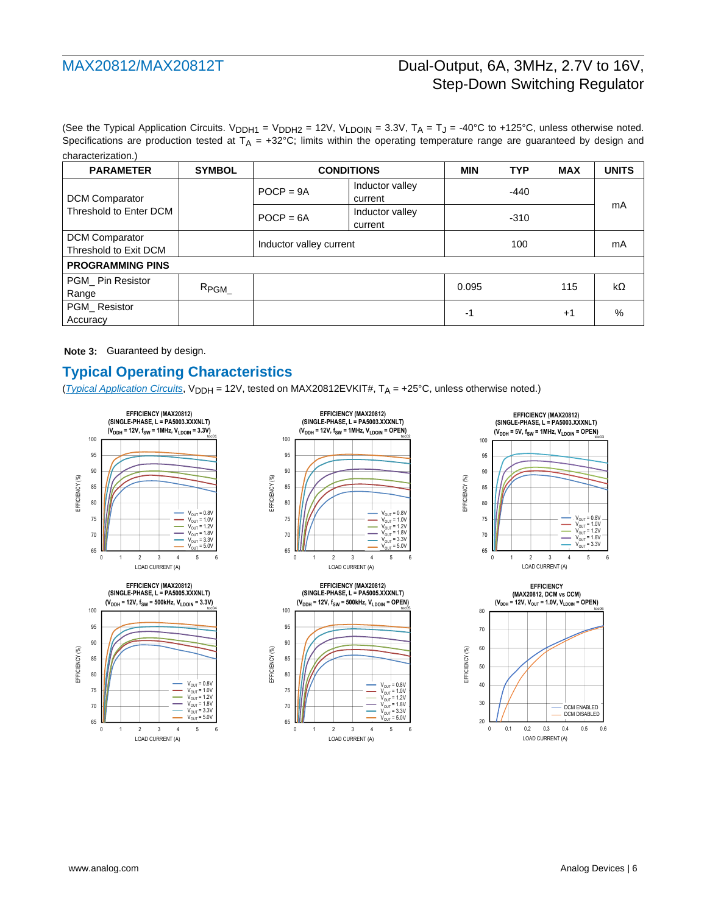(See the Typical Application Circuits. $V_{DDH1}$ = $V_{DDH2}$ = 12V, $V_{LDOIN}$ = 3.3V, $T_A$ = $T_J$ = -40°C to +125°C, unless otherwise noted. Specifications are production tested at $T_A$ = +32°C; limits within the operating temperature range are guaranteed by design and characterization.)

| PARAMETER | SYMBOL | CONDITIONS | | MIN | TYP | MAX | UNITS |
|---|---|---|---|---|---|---|---|
| DCM Comparator Threshold to Enter DCM | | POCP = 9A | Inductor valley current | | -440 | | mA |
| | | POCP = 6A | Inductor valley current | | -310 | | |
| DCM Comparator Threshold to Exit DCM | | Inductor valley current | | | 100 | | mA |
| **PROGRAMMING PINS** | | | | | | | |
| PGM_ Pin Resistor Range | $R_{PGM\_}$ | | | 0.095 | | 115 | kΩ |
| PGM_ Resistor Accuracy | | | | -1 | | +1 | % |

**Note 3:** Guaranteed by design.

## Typical Operating Characteristics

(*Typical Application Circuits*, $V_{DDH}$ = 12V, tested on MAX20812EVKIT#, $T_A$ = +25°C, unless otherwise noted.)

EFFICIENCY (MAX20812) (SINGLE-PHASE, L = PA5003.XXXNLT) ($V_{DDH}$ = 12V, $f_{SW}$ = 1MHz, $V_{LDOIN}$ = 3.3V) toc01

EFFICIENCY (MAX20812) (SINGLE-PHASE, L = PA5003.XXXNLT) ($V_{DDH}$ = 12V, $f_{SW}$ = 1MHz, $V_{LDOIN}$ = OPEN) toc02

EFFICIENCY (MAX20812) (SINGLE-PHASE, L = PA5003.XXXNLT) ($V_{DDH}$ = 5V, $f_{SW}$ = 1MHz, $V_{LDOIN}$ = OPEN) toc03

EFFICIENCY (MAX20812) (SINGLE-PHASE, L = PA5005.XXXNLT) ($V_{DDH}$ = 12V, $f_{SW}$ = 500kHz, $V_{LDOIN}$ = 3.3V) toc04

EFFICIENCY (MAX20812) (SINGLE-PHASE, L = PA5005.XXXNLT) ($V_{DDH}$ = 12V, $f_{SW}$ = 500kHz, $V_{LDOIN}$ = OPEN) toc05

EFFICIENCY (MAX20812, DCM vs CCM) ($V_{DDH}$ = 12V, $V_{OUT}$ = 1.0V, $V_{LDOIN}$ = OPEN) toc06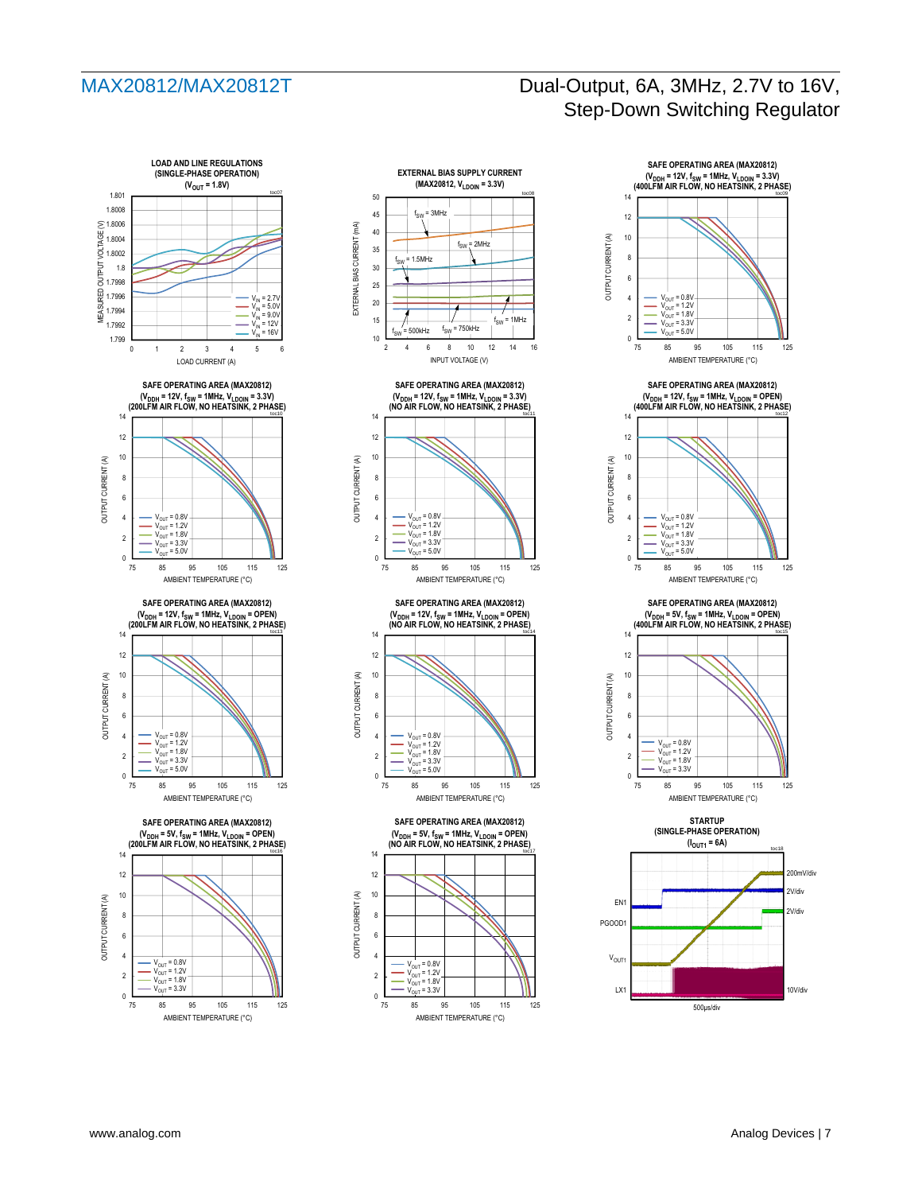**LOAD AND LINE REGULATIONS (SINGLE-PHASE OPERATION) ($V_{OUT}$ = 1.8V)** toc07

Y-axis: MEASURED OUTPUT VOLTAGE (V), 1.799 to 1.801; X-axis: LOAD CURRENT (A), 0 to 6. Legend: $V_{IN}$ = 2.7V, $V_{IN}$ = 5.0V, $V_{IN}$ = 9.0V, $V_{IN}$ = 12V, $V_{IN}$ = 16V

**EXTERNAL BIAS SUPPLY CURRENT (MAX20812, $V_{LDOIN}$ = 3.3V)** toc08

Y-axis: EXTERNAL BIAS CURRENT (mA), 10 to 50; X-axis: INPUT VOLTAGE (V), 2 to 16. Curves: $f_{SW}$ = 3MHz, $f_{SW}$ = 2MHz, $f_{SW}$ = 1.5MHz, $f_{SW}$ = 1MHz, $f_{SW}$ = 750kHz, $f_{SW}$ = 500kHz

**SAFE OPERATING AREA (MAX20812) ($V_{DDH}$ = 12V, $f_{SW}$ = 1MHz, $V_{LDOIN}$ = 3.3V) (400LFM AIR FLOW, NO HEATSINK, 2 PHASE)** toc09

Y-axis: OUTPUT CURRENT (A), 0 to 14; X-axis: AMBIENT TEMPERATURE (°C), 75 to 125. Legend: $V_{OUT}$ = 0.8V, $V_{OUT}$ = 1.2V, $V_{OUT}$ = 1.8V, $V_{OUT}$ = 3.3V, $V_{OUT}$ = 5.0V

**SAFE OPERATING AREA (MAX20812) ($V_{DDH}$ = 12V, $f_{SW}$ = 1MHz, $V_{LDOIN}$ = 3.3V) (200LFM AIR FLOW, NO HEATSINK, 2 PHASE)** toc10

Y-axis: OUTPUT CURRENT (A), 0 to 14; X-axis: AMBIENT TEMPERATURE (°C), 75 to 125. Legend: $V_{OUT}$ = 0.8V, $V_{OUT}$ = 1.2V, $V_{OUT}$ = 1.8V, $V_{OUT}$ = 3.3V, $V_{OUT}$ = 5.0V

**SAFE OPERATING AREA (MAX20812) ($V_{DDH}$ = 12V, $f_{SW}$ = 1MHz, $V_{LDOIN}$ = 3.3V) (NO AIR FLOW, NO HEATSINK, 2 PHASE)** toc11

Y-axis: OUTPUT CURRENT (A), 0 to 14; X-axis: AMBIENT TEMPERATURE (°C), 75 to 125. Legend: $V_{OUT}$ = 0.8V, $V_{OUT}$ = 1.2V, $V_{OUT}$ = 1.8V, $V_{OUT}$ = 3.3V, $V_{OUT}$ = 5.0V

**SAFE OPERATING AREA (MAX20812) ($V_{DDH}$ = 12V, $f_{SW}$ = 1MHz, $V_{LDOIN}$ = OPEN) (400LFM AIR FLOW, NO HEATSINK, 2 PHASE)** toc12

Y-axis: OUTPUT CURRENT (A), 0 to 14; X-axis: AMBIENT TEMPERATURE (°C), 75 to 125. Legend: $V_{OUT}$ = 0.8V, $V_{OUT}$ = 1.2V, $V_{OUT}$ = 1.8V, $V_{OUT}$ = 3.3V, $V_{OUT}$ = 5.0V

**SAFE OPERATING AREA (MAX20812) ($V_{DDH}$ = 12V, $f_{SW}$ = 1MHz, $V_{LDOIN}$ = OPEN) (200LFM AIR FLOW, NO HEATSINK, 2 PHASE)** toc13

Y-axis: OUTPUT CURRENT (A), 0 to 14; X-axis: AMBIENT TEMPERATURE (°C), 75 to 125. Legend: $V_{OUT}$ = 0.8V, $V_{OUT}$ = 1.2V, $V_{OUT}$ = 1.8V, $V_{OUT}$ = 3.3V, $V_{OUT}$ = 5.0V

**SAFE OPERATING AREA (MAX20812) ($V_{DDH}$ = 12V, $f_{SW}$ = 1MHz, $V_{LDOIN}$ = OPEN) (NO AIR FLOW, NO HEATSINK, 2 PHASE)** toc14

Y-axis: OUTPUT CURRENT (A), 0 to 14; X-axis: AMBIENT TEMPERATURE (°C), 75 to 125. Legend: $V_{OUT}$ = 0.8V, $V_{OUT}$ = 1.2V, $V_{OUT}$ = 1.8V, $V_{OUT}$ = 3.3V, $V_{OUT}$ = 5.0V

**SAFE OPERATING AREA (MAX20812) ($V_{DDH}$ = 5V, $f_{SW}$ = 1MHz, $V_{LDOIN}$ = OPEN) (400LFM AIR FLOW, NO HEATSINK, 2 PHASE)** toc15

Y-axis: OUTPUT CURRENT (A), 0 to 14; X-axis: AMBIENT TEMPERATURE (°C), 75 to 125. Legend: $V_{OUT}$ = 0.8V, $V_{OUT}$ = 1.2V, $V_{OUT}$ = 1.8V, $V_{OUT}$ = 3.3V

**SAFE OPERATING AREA (MAX20812) ($V_{DDH}$ = 5V, $f_{SW}$ = 1MHz, $V_{LDOIN}$ = OPEN) (200LFM AIR FLOW, NO HEATSINK, 2 PHASE)** toc16

Y-axis: OUTPUT CURRENT (A), 0 to 14; X-axis: AMBIENT TEMPERATURE (°C), 75 to 125. Legend: $V_{OUT}$ = 0.8V, $V_{OUT}$ = 1.2V, $V_{OUT}$ = 1.8V, $V_{OUT}$ = 3.3V

**SAFE OPERATING AREA (MAX20812) ($V_{DDH}$ = 5V, $f_{SW}$ = 1MHz, $V_{LDOIN}$ = OPEN) (NO AIR FLOW, NO HEATSINK, 2 PHASE)** toc17

Y-axis: OUTPUT CURRENT (A), 0 to 14; X-axis: AMBIENT TEMPERATURE (°C), 75 to 125. Legend: $V_{OUT}$ = 0.8V, $V_{OUT}$ = 1.2V, $V_{OUT}$ = 1.8V, $V_{OUT}$ = 3.3V

**STARTUP (SINGLE-PHASE OPERATION) ($I_{OUT1}$ = 6A)** toc18

EN1: 2V/div; PGOOD1: 2V/div; $V_{OUT1}$: 200mV/div; LX1: 10V/div; 500µs/div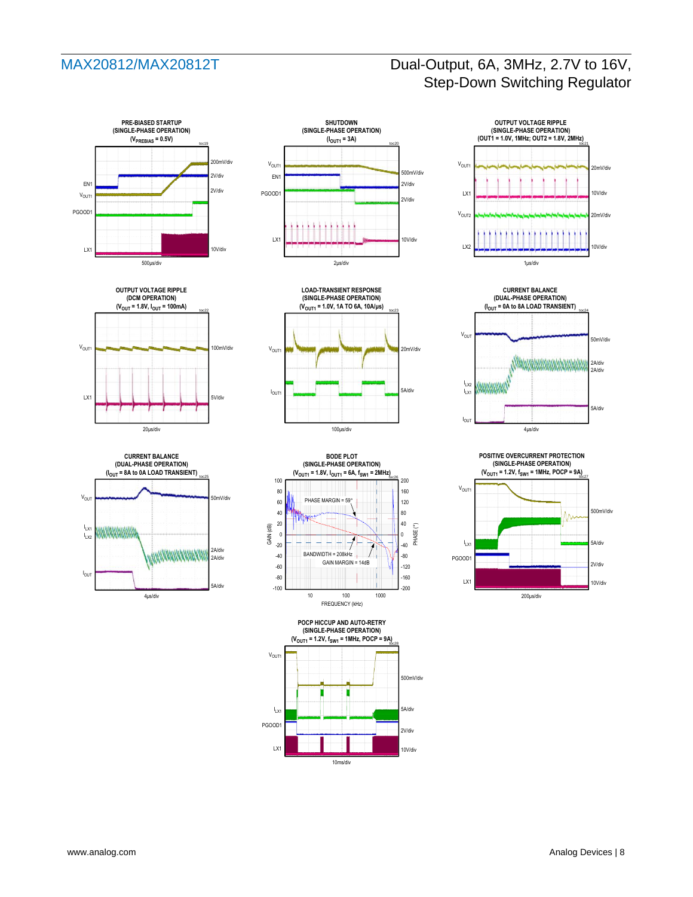PRE-BIASED STARTUP
(SINGLE-PHASE OPERATION)
($V_{PREBIAS}$ = 0.5V)

toc19

EN1 2V/div
$V_{OUT1}$ 200mV/div
PGOOD1 2V/div
LX1 10V/div
500µs/div

SHUTDOWN
(SINGLE-PHASE OPERATION)
($I_{OUT1}$ = 3A)

toc20

$V_{OUT1}$ 500mV/div
EN1 2V/div
PGOOD1 2V/div
LX1 10V/div
2µs/div

OUTPUT VOLTAGE RIPPLE
(SINGLE-PHASE OPERATION)
(OUT1 = 1.0V, 1MHz; OUT2 = 1.8V, 2MHz)

toc21

$V_{OUT1}$ 20mV/div
LX1 10V/div
$V_{OUT2}$ 20mV/div
LX2 10V/div
1µs/div

OUTPUT VOLTAGE RIPPLE
(DCM OPERATION)
($V_{OUT}$ = 1.8V, $I_{OUT}$ = 100mA)

toc22

$V_{OUT1}$ 100mV/div
LX1 5V/div
20µs/div

LOAD-TRANSIENT RESPONSE
(SINGLE-PHASE OPERATION)
($V_{OUT1}$ = 1.0V, 1A TO 6A, 10A/µs)

toc23

$V_{OUT1}$ 20mV/div
$I_{OUT1}$ 5A/div
100µs/div

CURRENT BALANCE
(DUAL-PHASE OPERATION)
($I_{OUT}$ = 0A to 8A LOAD TRANSIENT)

toc24

$V_{OUT}$ 50mV/div
$I_{LX2}$ 2A/div
$I_{LX1}$ 2A/div
$I_{OUT}$ 5A/div
4µs/div

CURRENT BALANCE
(DUAL-PHASE OPERATION)
($I_{OUT}$ = 8A to 0A LOAD TRANSIENT)

toc25

$V_{OUT}$ 50mV/div
$I_{LX1}$ 2A/div
$I_{LX2}$ 2A/div
$I_{OUT}$ 5A/div
4µs/div

BODE PLOT
(SINGLE-PHASE OPERATION)
($V_{OUT1}$ = 1.8V, $I_{OUT1}$ = 6A, $f_{SW1}$ = 2MHz)

toc26

PHASE MARGIN = 59°
BANDWIDTH = 208kHz
GAIN MARGIN = 14dB
GAIN (dB): -100 to 100
PHASE (°): -200 to 200
FREQUENCY (kHz): 10, 100, 1000

POSITIVE OVERCURRENT PROTECTION
(SINGLE-PHASE OPERATION)
($V_{OUT1}$ = 1.2V, $f_{SW1}$ = 1MHz, POCP = 9A)

toc27

$V_{OUT1}$ 500mV/div
$I_{LX1}$ 5A/div
PGOOD1 2V/div
LX1 10V/div
200µs/div

POCP HICCUP AND AUTO-RETRY
(SINGLE-PHASE OPERATION)
($V_{OUT1}$ = 1.2V, $f_{SW1}$ = 1MHz, POCP = 9A)

toc28

$V_{OUT1}$ 500mV/div
$I_{LX1}$ 5A/div
PGOOD1 2V/div
LX1 10V/div
10ms/div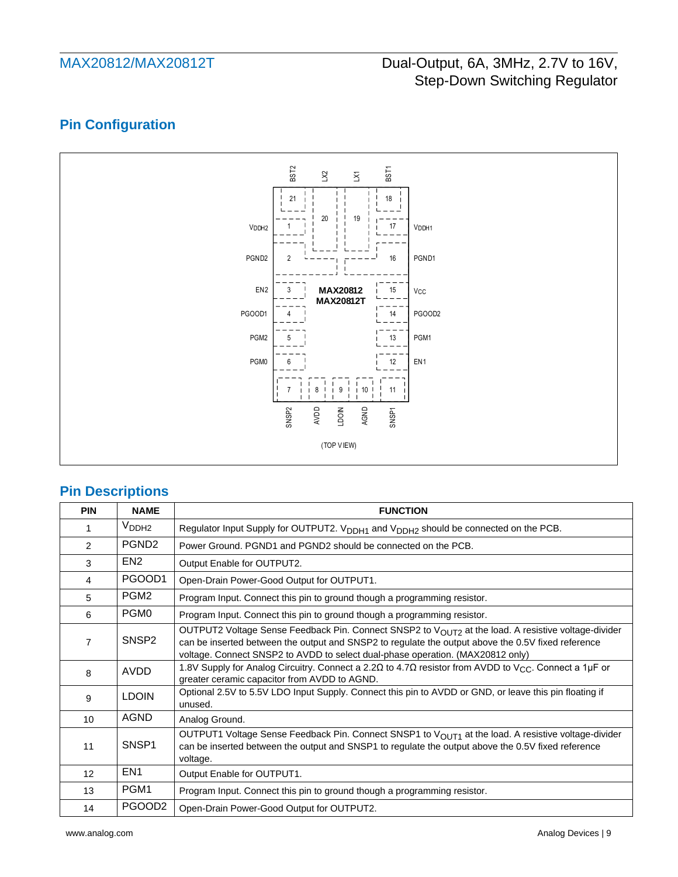## Pin Configuration

## Pin Descriptions

| PIN | NAME | FUNCTION |
|---|---|---|
| 1 | $V_{DDH2}$ | Regulator Input Supply for OUTPUT2. $V_{DDH1}$ and $V_{DDH2}$ should be connected on the PCB. |
| 2 | PGND2 | Power Ground. PGND1 and PGND2 should be connected on the PCB. |
| 3 | EN2 | Output Enable for OUTPUT2. |
| 4 | PGOOD1 | Open-Drain Power-Good Output for OUTPUT1. |
| 5 | PGM2 | Program Input. Connect this pin to ground though a programming resistor. |
| 6 | PGM0 | Program Input. Connect this pin to ground though a programming resistor. |
| 7 | SNSP2 | OUTPUT2 Voltage Sense Feedback Pin. Connect SNSP2 to $V_{OUT2}$ at the load. A resistive voltage-divider can be inserted between the output and SNSP2 to regulate the output above the 0.5V fixed reference voltage. Connect SNSP2 to AVDD to select dual-phase operation. (MAX20812 only) |
| 8 | AVDD | 1.8V Supply for Analog Circuitry. Connect a 2.2Ω to 4.7Ω resistor from AVDD to $V_{CC}$. Connect a 1µF or greater ceramic capacitor from AVDD to AGND. |
| 9 | LDOIN | Optional 2.5V to 5.5V LDO Input Supply. Connect this pin to AVDD or GND, or leave this pin floating if unused. |
| 10 | AGND | Analog Ground. |
| 11 | SNSP1 | OUTPUT1 Voltage Sense Feedback Pin. Connect SNSP1 to $V_{OUT1}$ at the load. A resistive voltage-divider can be inserted between the output and SNSP1 to regulate the output above the 0.5V fixed reference voltage. |
| 12 | EN1 | Output Enable for OUTPUT1. |
| 13 | PGM1 | Program Input. Connect this pin to ground though a programming resistor. |
| 14 | PGOOD2 | Open-Drain Power-Good Output for OUTPUT2. |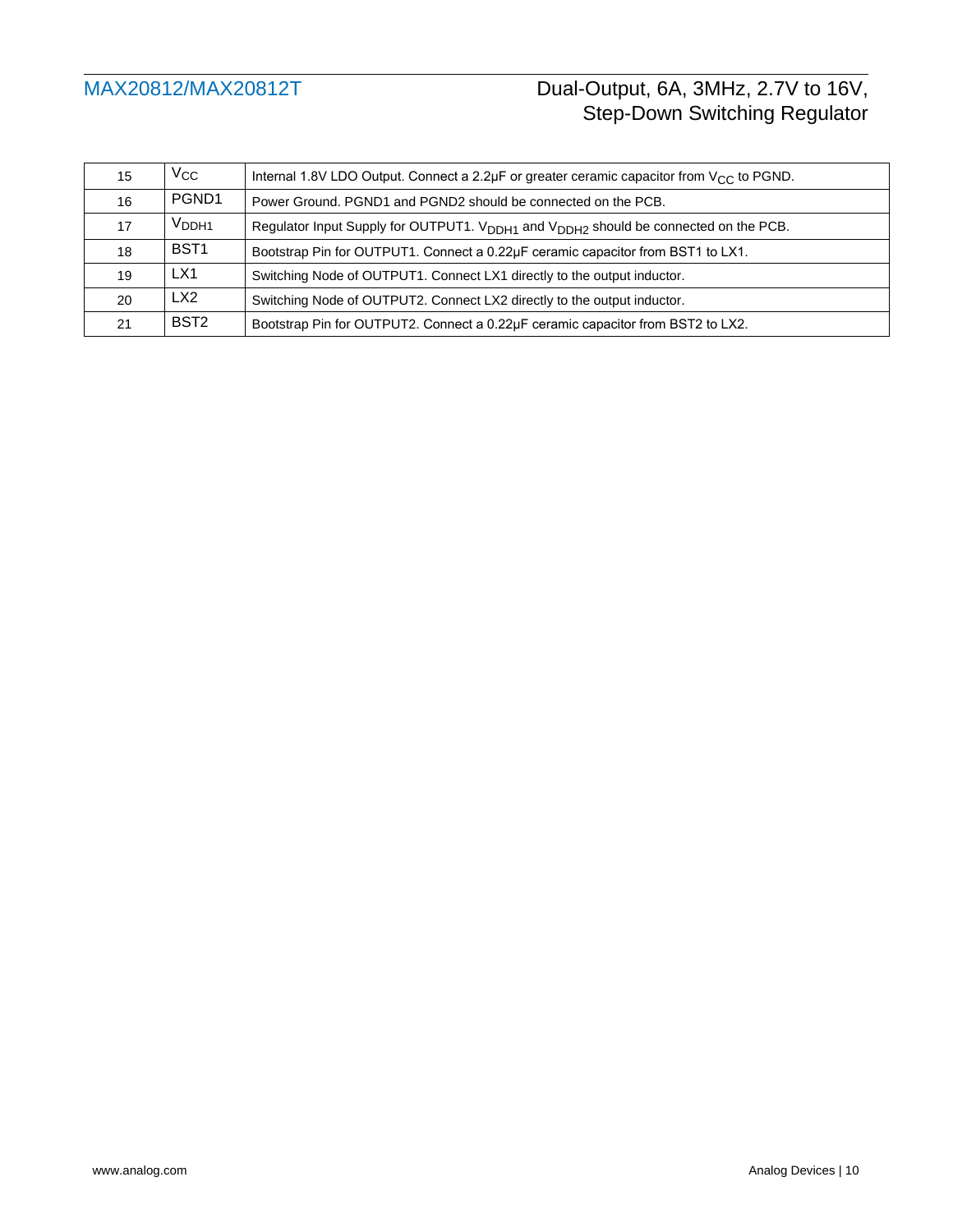| | | |
|---|---|---|
| 15 | $V_{CC}$ | Internal 1.8V LDO Output. Connect a 2.2μF or greater ceramic capacitor from $V_{CC}$ to PGND. |
| 16 | PGND1 | Power Ground. PGND1 and PGND2 should be connected on the PCB. |
| 17 | $V_{DDH1}$ | Regulator Input Supply for OUTPUT1. $V_{DDH1}$ and $V_{DDH2}$ should be connected on the PCB. |
| 18 | BST1 | Bootstrap Pin for OUTPUT1. Connect a 0.22μF ceramic capacitor from BST1 to LX1. |
| 19 | LX1 | Switching Node of OUTPUT1. Connect LX1 directly to the output inductor. |
| 20 | LX2 | Switching Node of OUTPUT2. Connect LX2 directly to the output inductor. |
| 21 | BST2 | Bootstrap Pin for OUTPUT2. Connect a 0.22μF ceramic capacitor from BST2 to LX2. |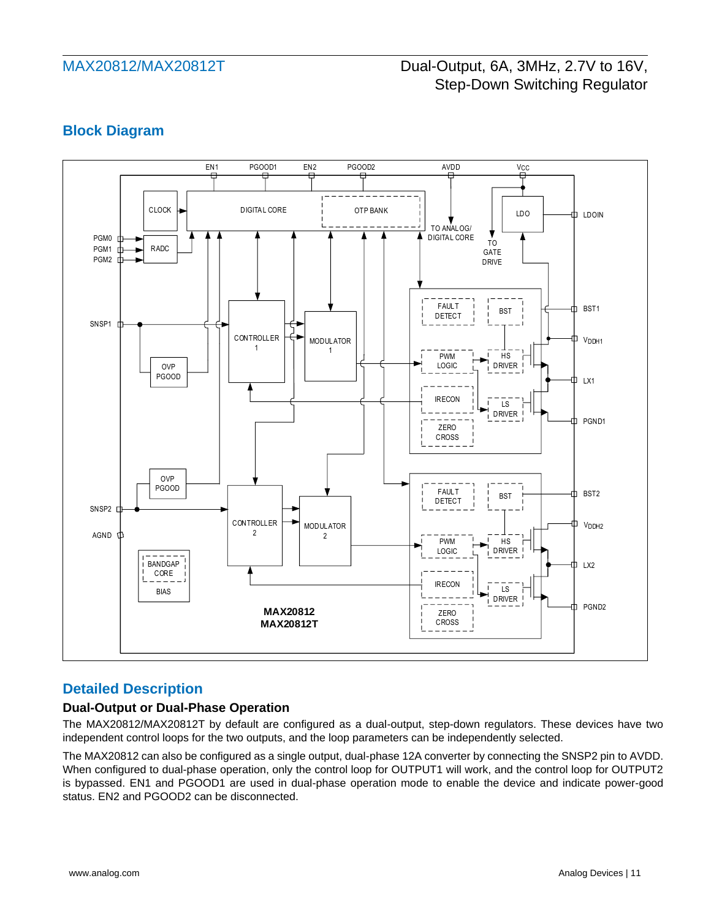## Block Diagram

## Detailed Description

### Dual-Output or Dual-Phase Operation

The MAX20812/MAX20812T by default are configured as a dual-output, step-down regulators. These devices have two independent control loops for the two outputs, and the loop parameters can be independently selected.

The MAX20812 can also be configured as a single output, dual-phase 12A converter by connecting the SNSP2 pin to AVDD. When configured to dual-phase operation, only the control loop for OUTPUT1 will work, and the control loop for OUTPUT2 is bypassed. EN1 and PGOOD1 are used in dual-phase operation mode to enable the device and indicate power-good status. EN2 and PGOOD2 can be disconnected.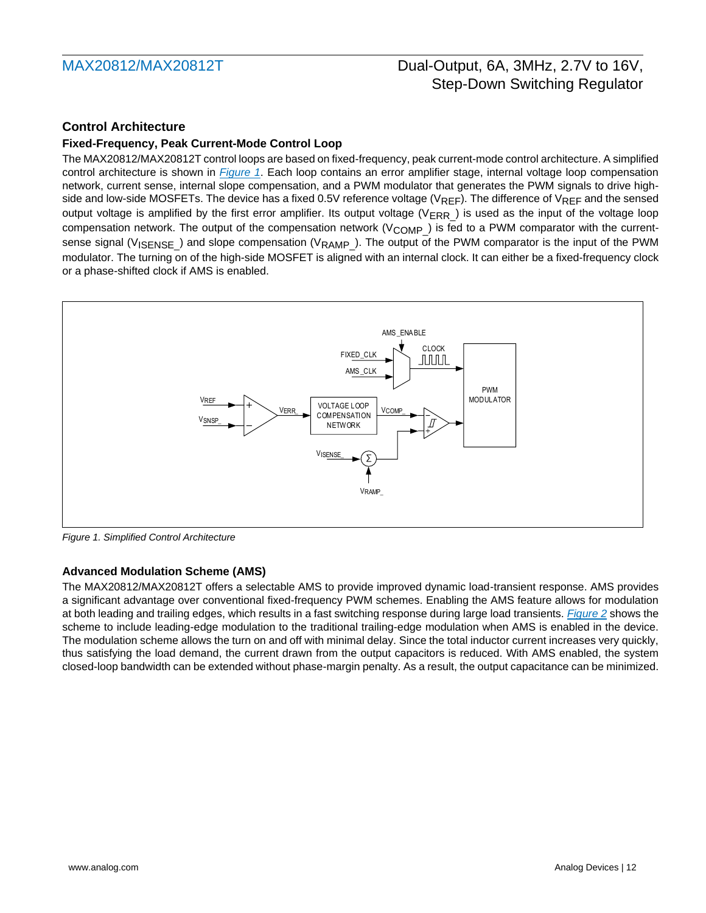## Control Architecture

### Fixed-Frequency, Peak Current-Mode Control Loop

The MAX20812/MAX20812T control loops are based on fixed-frequency, peak current-mode control architecture. A simplified control architecture is shown in *Figure 1*. Each loop contains an error amplifier stage, internal voltage loop compensation network, current sense, internal slope compensation, and a PWM modulator that generates the PWM signals to drive high-side and low-side MOSFETs. The device has a fixed 0.5V reference voltage ($V_{REF}$). The difference of $V_{REF}$ and the sensed output voltage is amplified by the first error amplifier. Its output voltage ($V_{ERR\_}$) is used as the input of the voltage loop compensation network. The output of the compensation network ($V_{COMP\_}$) is fed to a PWM comparator with the current-sense signal ($V_{ISENSE\_}$) and slope compensation ($V_{RAMP\_}$). The output of the PWM comparator is the input of the PWM modulator. The turning on of the high-side MOSFET is aligned with an internal clock. It can either be a fixed-frequency clock or a phase-shifted clock if AMS is enabled.

*Figure 1. Simplified Control Architecture*

### Advanced Modulation Scheme (AMS)

The MAX20812/MAX20812T offers a selectable AMS to provide improved dynamic load-transient response. AMS provides a significant advantage over conventional fixed-frequency PWM schemes. Enabling the AMS feature allows for modulation at both leading and trailing edges, which results in a fast switching response during large load transients. *Figure 2* shows the scheme to include leading-edge modulation to the traditional trailing-edge modulation when AMS is enabled in the device. The modulation scheme allows the turn on and off with minimal delay. Since the total inductor current increases very quickly, thus satisfying the load demand, the current drawn from the output capacitors is reduced. With AMS enabled, the system closed-loop bandwidth can be extended without phase-margin penalty. As a result, the output capacitance can be minimized.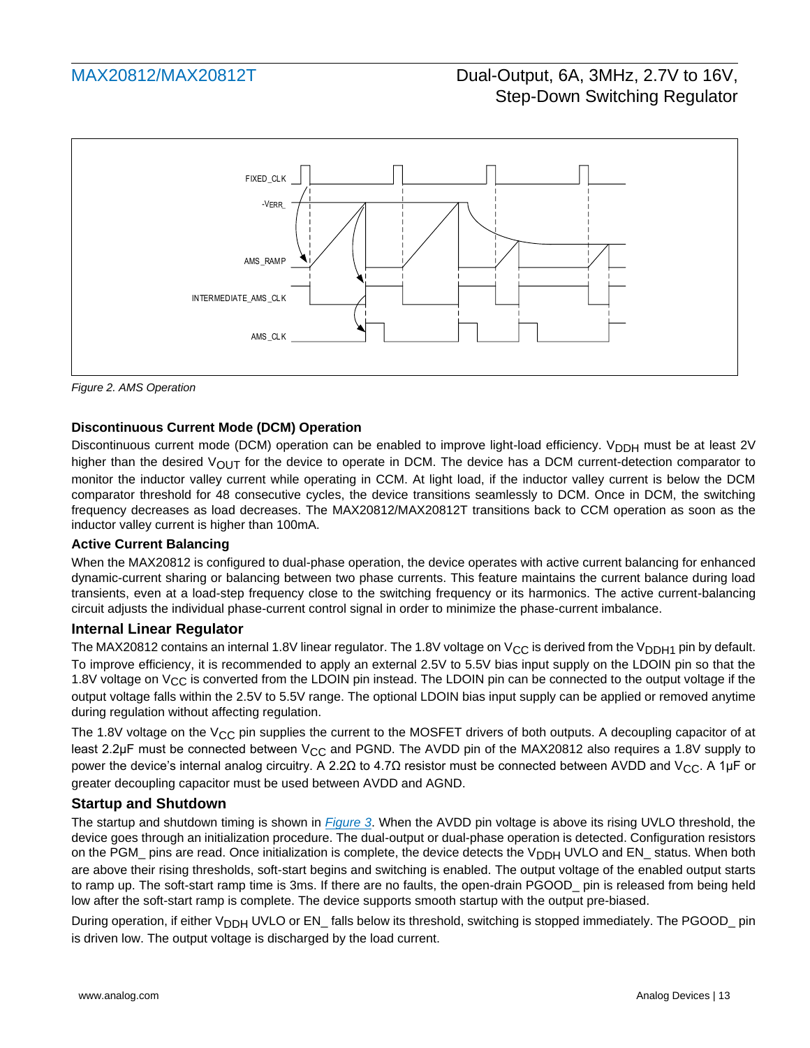Figure 2. AMS Operation

### Discontinuous Current Mode (DCM) Operation

Discontinuous current mode (DCM) operation can be enabled to improve light-load efficiency. $V_{DDH}$ must be at least 2V higher than the desired $V_{OUT}$ for the device to operate in DCM. The device has a DCM current-detection comparator to monitor the inductor valley current while operating in CCM. At light load, if the inductor valley current is below the DCM comparator threshold for 48 consecutive cycles, the device transitions seamlessly to DCM. Once in DCM, the switching frequency decreases as load decreases. The MAX20812/MAX20812T transitions back to CCM operation as soon as the inductor valley current is higher than 100mA.

### Active Current Balancing

When the MAX20812 is configured to dual-phase operation, the device operates with active current balancing for enhanced dynamic-current sharing or balancing between two phase currents. This feature maintains the current balance during load transients, even at a load-step frequency close to the switching frequency or its harmonics. The active current-balancing circuit adjusts the individual phase-current control signal in order to minimize the phase-current imbalance.

### Internal Linear Regulator

The MAX20812 contains an internal 1.8V linear regulator. The 1.8V voltage on $V_{CC}$ is derived from the $V_{DDH1}$ pin by default. To improve efficiency, it is recommended to apply an external 2.5V to 5.5V bias input supply on the LDOIN pin so that the 1.8V voltage on $V_{CC}$ is converted from the LDOIN pin instead. The LDOIN pin can be connected to the output voltage if the output voltage falls within the 2.5V to 5.5V range. The optional LDOIN bias input supply can be applied or removed anytime during regulation without affecting regulation.

The 1.8V voltage on the $V_{CC}$ pin supplies the current to the MOSFET drivers of both outputs. A decoupling capacitor of at least 2.2µF must be connected between $V_{CC}$ and PGND. The AVDD pin of the MAX20812 also requires a 1.8V supply to power the device's internal analog circuitry. A 2.2Ω to 4.7Ω resistor must be connected between AVDD and $V_{CC}$. A 1µF or greater decoupling capacitor must be used between AVDD and AGND.

### Startup and Shutdown

The startup and shutdown timing is shown in *Figure 3*. When the AVDD pin voltage is above its rising UVLO threshold, the device goes through an initialization procedure. The dual-output or dual-phase operation is detected. Configuration resistors on the PGM_ pins are read. Once initialization is complete, the device detects the $V_{DDH}$ UVLO and EN_ status. When both are above their rising thresholds, soft-start begins and switching is enabled. The output voltage of the enabled output starts to ramp up. The soft-start ramp time is 3ms. If there are no faults, the open-drain PGOOD_ pin is released from being held low after the soft-start ramp is complete. The device supports smooth startup with the output pre-biased.

During operation, if either $V_{DDH}$ UVLO or EN_ falls below its threshold, switching is stopped immediately. The PGOOD_ pin is driven low. The output voltage is discharged by the load current.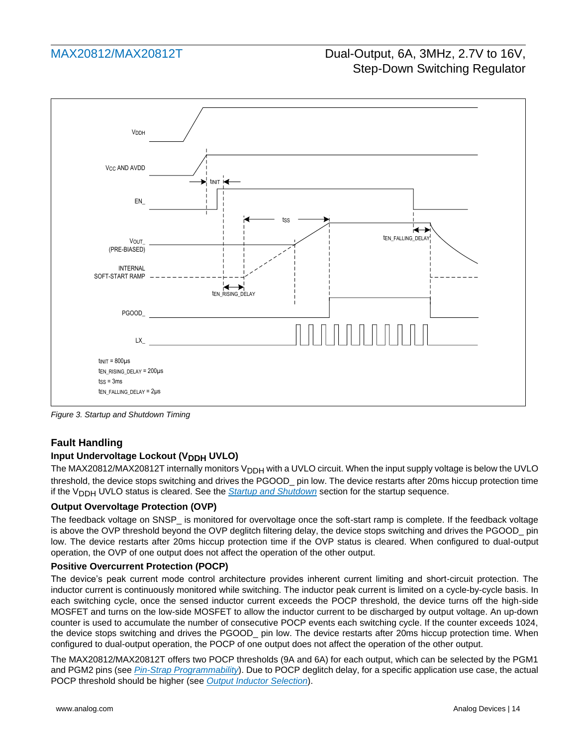Figure 3. Startup and Shutdown Timing

### Fault Handling

#### Input Undervoltage Lockout ($V_{DDH}$ UVLO)

The MAX20812/MAX20812T internally monitors $V_{DDH}$ with a UVLO circuit. When the input supply voltage is below the UVLO threshold, the device stops switching and drives the PGOOD_ pin low. The device restarts after 20ms hiccup protection time if the $V_{DDH}$ UVLO status is cleared. See the *Startup and Shutdown* section for the startup sequence.

#### Output Overvoltage Protection (OVP)

The feedback voltage on SNSP_ is monitored for overvoltage once the soft-start ramp is complete. If the feedback voltage is above the OVP threshold beyond the OVP deglitch filtering delay, the device stops switching and drives the PGOOD_ pin low. The device restarts after 20ms hiccup protection time if the OVP status is cleared. When configured to dual-output operation, the OVP of one output does not affect the operation of the other output.

#### Positive Overcurrent Protection (POCP)

The device's peak current mode control architecture provides inherent current limiting and short-circuit protection. The inductor current is continuously monitored while switching. The inductor peak current is limited on a cycle-by-cycle basis. In each switching cycle, once the sensed inductor current exceeds the POCP threshold, the device turns off the high-side MOSFET and turns on the low-side MOSFET to allow the inductor current to be discharged by output voltage. An up-down counter is used to accumulate the number of consecutive POCP events each switching cycle. If the counter exceeds 1024, the device stops switching and drives the PGOOD_ pin low. The device restarts after 20ms hiccup protection time. When configured to dual-output operation, the POCP of one output does not affect the operation of the other output.

The MAX20812/MAX20812T offers two POCP thresholds (9A and 6A) for each output, which can be selected by the PGM1 and PGM2 pins (see *Pin-Strap Programmability*). Due to POCP deglitch delay, for a specific application use case, the actual POCP threshold should be higher (see *Output Inductor Selection*).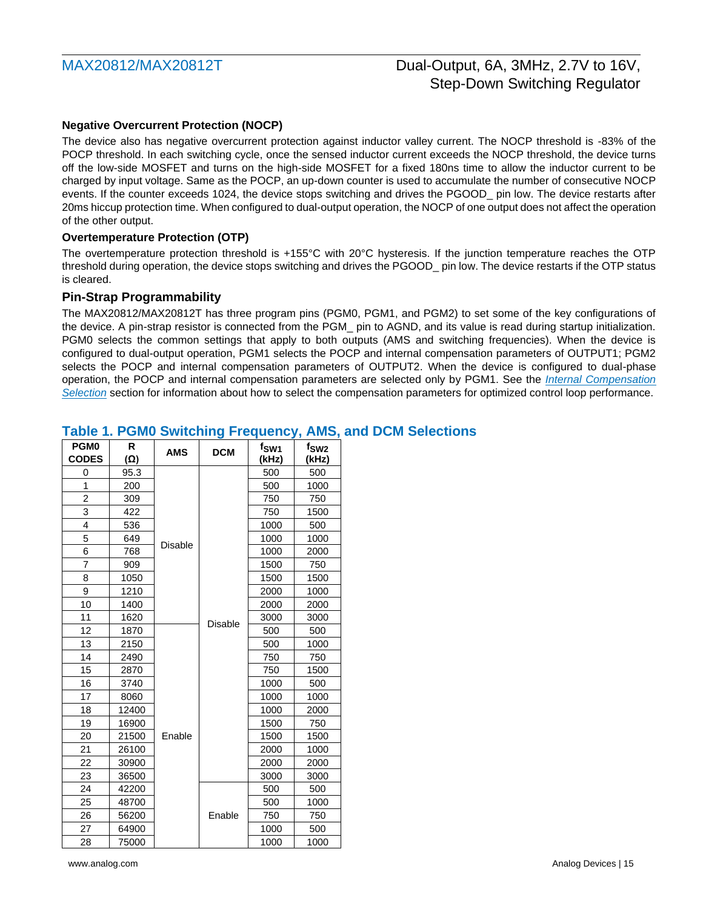### Negative Overcurrent Protection (NOCP)

The device also has negative overcurrent protection against inductor valley current. The NOCP threshold is -83% of the POCP threshold. In each switching cycle, once the sensed inductor current exceeds the NOCP threshold, the device turns off the low-side MOSFET and turns on the high-side MOSFET for a fixed 180ns time to allow the inductor current to be charged by input voltage. Same as the POCP, an up-down counter is used to accumulate the number of consecutive NOCP events. If the counter exceeds 1024, the device stops switching and drives the PGOOD_ pin low. The device restarts after 20ms hiccup protection time. When configured to dual-output operation, the NOCP of one output does not affect the operation of the other output.

### Overtemperature Protection (OTP)

The overtemperature protection threshold is +155°C with 20°C hysteresis. If the junction temperature reaches the OTP threshold during operation, the device stops switching and drives the PGOOD_ pin low. The device restarts if the OTP status is cleared.

## Pin-Strap Programmability

The MAX20812/MAX20812T has three program pins (PGM0, PGM1, and PGM2) to set some of the key configurations of the device. A pin-strap resistor is connected from the PGM_ pin to AGND, and its value is read during startup initialization. PGM0 selects the common settings that apply to both outputs (AMS and switching frequencies). When the device is configured to dual-output operation, PGM1 selects the POCP and internal compensation parameters of OUTPUT1; PGM2 selects the POCP and internal compensation parameters of OUTPUT2. When the device is configured to dual-phase operation, the POCP and internal compensation parameters are selected only by PGM1. See the *Internal Compensation Selection* section for information about how to select the compensation parameters for optimized control loop performance.

## Table 1. PGM0 Switching Frequency, AMS, and DCM Selections

| PGM0 CODES | R (Ω) | AMS | DCM | $f_{SW1}$ (kHz) | $f_{SW2}$ (kHz) |
|---|---|---|---|---|---|
| 0 | 95.3 | Disable | Disable | 500 | 500 |
| 1 | 200 | Disable | Disable | 500 | 1000 |
| 2 | 309 | Disable | Disable | 750 | 750 |
| 3 | 422 | Disable | Disable | 750 | 1500 |
| 4 | 536 | Disable | Disable | 1000 | 500 |
| 5 | 649 | Disable | Disable | 1000 | 1000 |
| 6 | 768 | Disable | Disable | 1000 | 2000 |
| 7 | 909 | Disable | Disable | 1500 | 750 |
| 8 | 1050 | Disable | Disable | 1500 | 1500 |
| 9 | 1210 | Disable | Disable | 2000 | 1000 |
| 10 | 1400 | Disable | Disable | 2000 | 2000 |
| 11 | 1620 | Disable | Disable | 3000 | 3000 |
| 12 | 1870 | Enable | Disable | 500 | 500 |
| 13 | 2150 | Enable | Disable | 500 | 1000 |
| 14 | 2490 | Enable | Disable | 750 | 750 |
| 15 | 2870 | Enable | Disable | 750 | 1500 |
| 16 | 3740 | Enable | Disable | 1000 | 500 |
| 17 | 8060 | Enable | Disable | 1000 | 1000 |
| 18 | 12400 | Enable | Disable | 1000 | 2000 |
| 19 | 16900 | Enable | Disable | 1500 | 750 |
| 20 | 21500 | Enable | Disable | 1500 | 1500 |
| 21 | 26100 | Enable | Disable | 2000 | 1000 |
| 22 | 30900 | Enable | Disable | 2000 | 2000 |
| 23 | 36500 | Enable | Disable | 3000 | 3000 |
| 24 | 42200 | Enable | Enable | 500 | 500 |
| 25 | 48700 | Enable | Enable | 500 | 1000 |
| 26 | 56200 | Enable | Enable | 750 | 750 |
| 27 | 64900 | Enable | Enable | 1000 | 500 |
| 28 | 75000 | Enable | Enable | 1000 | 1000 |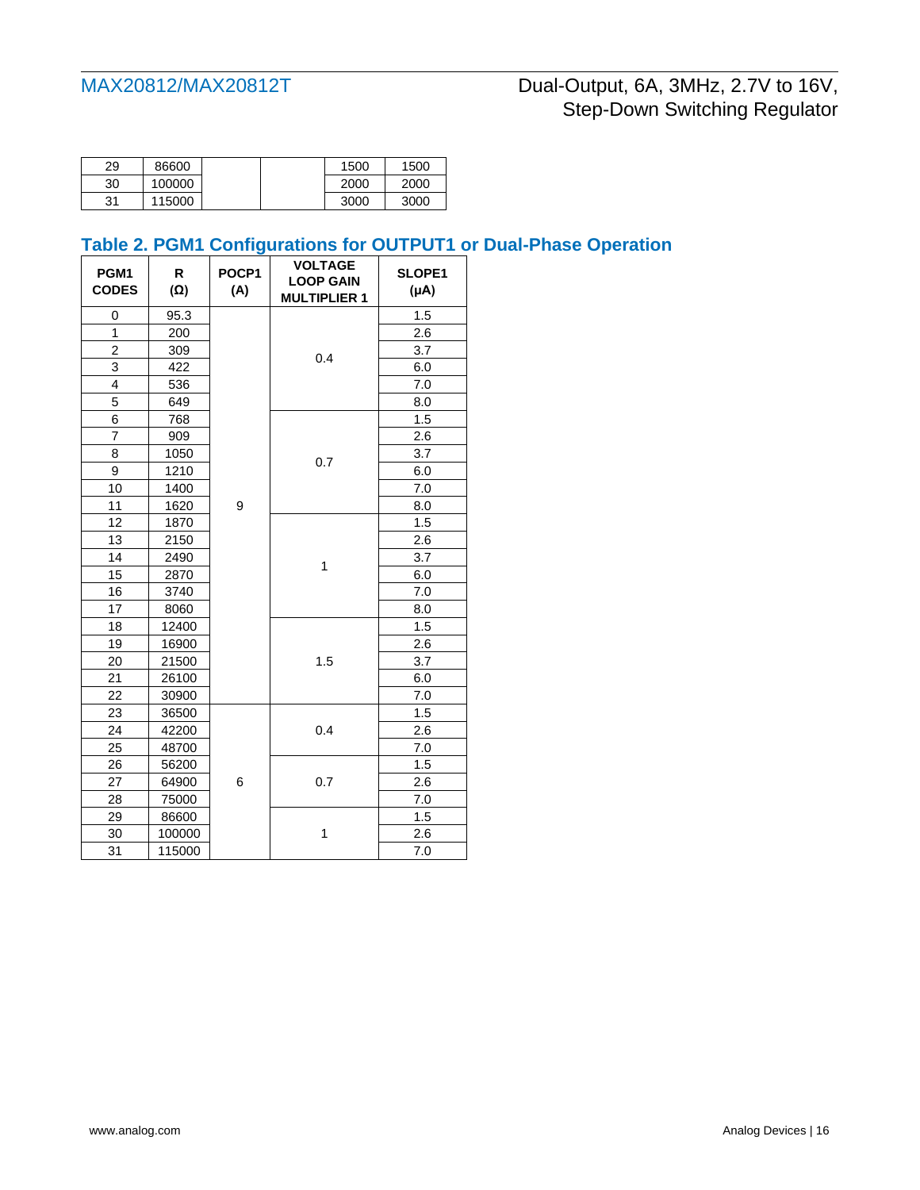| 29 | 86600 | | | 1500 | 1500 |
|---|---|---|---|---|---|
| 30 | 100000 | | | 2000 | 2000 |
| 31 | 115000 | | | 3000 | 3000 |

## Table 2. PGM1 Configurations for OUTPUT1 or Dual-Phase Operation

| PGM1 CODES | R (Ω) | POCP1 (A) | VOLTAGE LOOP GAIN MULTIPLIER 1 | SLOPE1 (μA) |
|---|---|---|---|---|
| 0 | 95.3 | 9 | 0.4 | 1.5 |
| 1 | 200 | | | 2.6 |
| 2 | 309 | | | 3.7 |
| 3 | 422 | | | 6.0 |
| 4 | 536 | | | 7.0 |
| 5 | 649 | | | 8.0 |
| 6 | 768 | | 0.7 | 1.5 |
| 7 | 909 | | | 2.6 |
| 8 | 1050 | | | 3.7 |
| 9 | 1210 | | | 6.0 |
| 10 | 1400 | | | 7.0 |
| 11 | 1620 | | | 8.0 |
| 12 | 1870 | | 1 | 1.5 |
| 13 | 2150 | | | 2.6 |
| 14 | 2490 | | | 3.7 |
| 15 | 2870 | | | 6.0 |
| 16 | 3740 | | | 7.0 |
| 17 | 8060 | | | 8.0 |
| 18 | 12400 | | 1.5 | 1.5 |
| 19 | 16900 | | | 2.6 |
| 20 | 21500 | | | 3.7 |
| 21 | 26100 | | | 6.0 |
| 22 | 30900 | | | 7.0 |
| 23 | 36500 | 6 | 0.4 | 1.5 |
| 24 | 42200 | | | 2.6 |
| 25 | 48700 | | | 7.0 |
| 26 | 56200 | | 0.7 | 1.5 |
| 27 | 64900 | | | 2.6 |
| 28 | 75000 | | | 7.0 |
| 29 | 86600 | | 1 | 1.5 |
| 30 | 100000 | | | 2.6 |
| 31 | 115000 | | | 7.0 |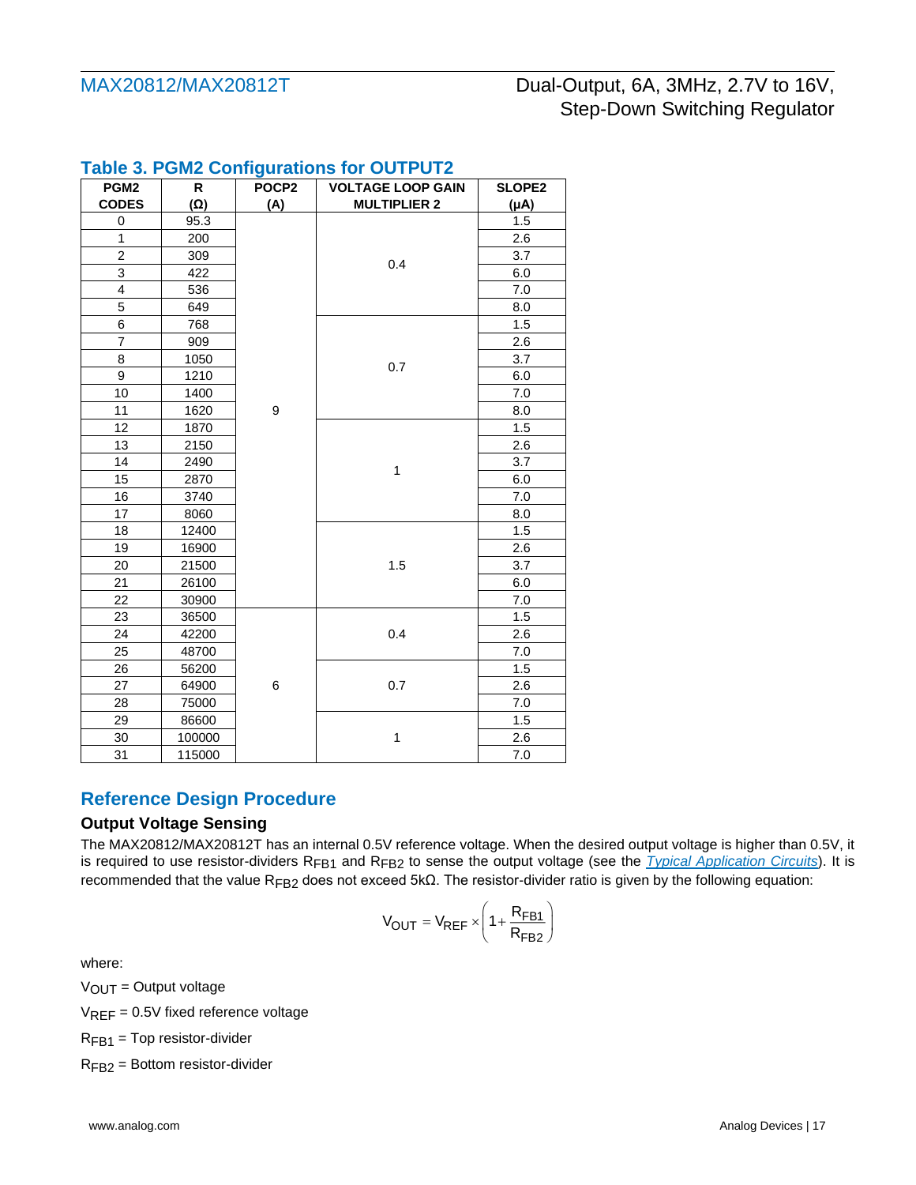## Table 3. PGM2 Configurations for OUTPUT2

| PGM2 CODES | R (Ω) | POCP2 (A) | VOLTAGE LOOP GAIN MULTIPLIER 2 | SLOPE2 (μA) |
|---|---|---|---|---|
| 0 | 95.3 | 9 | 0.4 | 1.5 |
| 1 | 200 | | | 2.6 |
| 2 | 309 | | | 3.7 |
| 3 | 422 | | | 6.0 |
| 4 | 536 | | | 7.0 |
| 5 | 649 | | | 8.0 |
| 6 | 768 | | 0.7 | 1.5 |
| 7 | 909 | | | 2.6 |
| 8 | 1050 | | | 3.7 |
| 9 | 1210 | | | 6.0 |
| 10 | 1400 | | | 7.0 |
| 11 | 1620 | | | 8.0 |
| 12 | 1870 | | 1 | 1.5 |
| 13 | 2150 | | | 2.6 |
| 14 | 2490 | | | 3.7 |
| 15 | 2870 | | | 6.0 |
| 16 | 3740 | | | 7.0 |
| 17 | 8060 | | | 8.0 |
| 18 | 12400 | | 1.5 | 1.5 |
| 19 | 16900 | | | 2.6 |
| 20 | 21500 | | | 3.7 |
| 21 | 26100 | | | 6.0 |
| 22 | 30900 | | | 7.0 |
| 23 | 36500 | 6 | 0.4 | 1.5 |
| 24 | 42200 | | | 2.6 |
| 25 | 48700 | | | 7.0 |
| 26 | 56200 | | 0.7 | 1.5 |
| 27 | 64900 | | | 2.6 |
| 28 | 75000 | | | 7.0 |
| 29 | 86600 | | 1 | 1.5 |
| 30 | 100000 | | | 2.6 |
| 31 | 115000 | | | 7.0 |

## Reference Design Procedure

### Output Voltage Sensing

The MAX20812/MAX20812T has an internal 0.5V reference voltage. When the desired output voltage is higher than 0.5V, it is required to use resistor-dividers $R_{FB1}$ and $R_{FB2}$ to sense the output voltage (see the *Typical Application Circuits*). It is recommended that the value $R_{FB2}$ does not exceed 5kΩ. The resistor-divider ratio is given by the following equation:

$$V_{OUT} = V_{REF} \times \left(1 + \frac{R_{FB1}}{R_{FB2}}\right)$$

where:

$V_{OUT}$ = Output voltage

$V_{REF}$ = 0.5V fixed reference voltage

$R_{FB1}$ = Top resistor-divider

$R_{FB2}$ = Bottom resistor-divider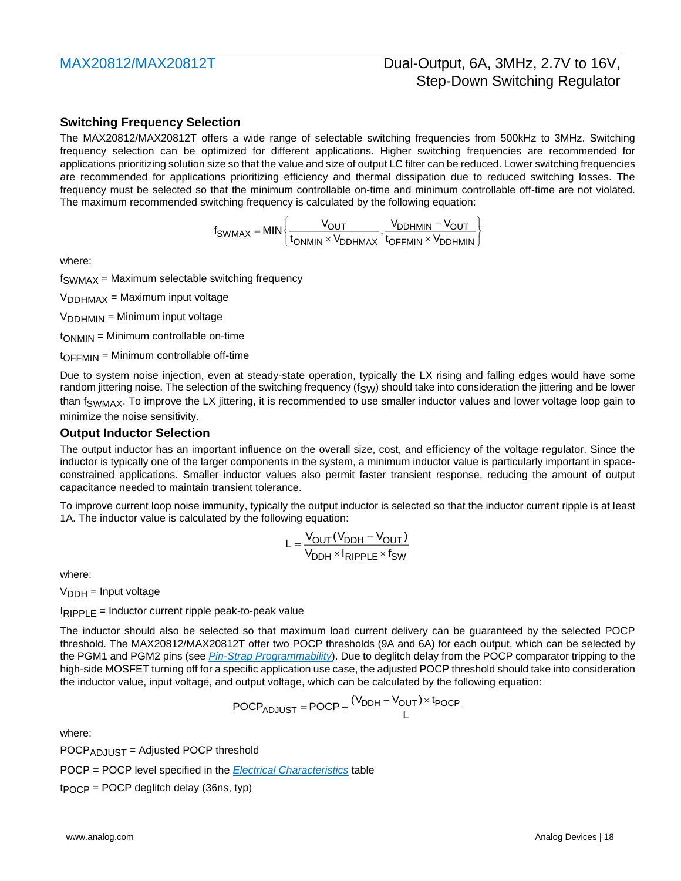## Switching Frequency Selection

The MAX20812/MAX20812T offers a wide range of selectable switching frequencies from 500kHz to 3MHz. Switching frequency selection can be optimized for different applications. Higher switching frequencies are recommended for applications prioritizing solution size so that the value and size of output LC filter can be reduced. Lower switching frequencies are recommended for applications prioritizing efficiency and thermal dissipation due to reduced switching losses. The frequency must be selected so that the minimum controllable on-time and minimum controllable off-time are not violated. The maximum recommended switching frequency is calculated by the following equation:

$$f_{SWMAX} = \text{MIN}\left\{\frac{V_{OUT}}{t_{ONMIN} \times V_{DDHMAX}}, \frac{V_{DDHMIN} - V_{OUT}}{t_{OFFMIN} \times V_{DDHMIN}}\right\}$$

where:

$f_{SWMAX}$ = Maximum selectable switching frequency

$V_{DDHMAX}$ = Maximum input voltage

$V_{DDHMIN}$ = Minimum input voltage

$t_{ONMIN}$ = Minimum controllable on-time

$t_{OFFMIN}$ = Minimum controllable off-time

Due to system noise injection, even at steady-state operation, typically the LX rising and falling edges would have some random jittering noise. The selection of the switching frequency ($f_{SW}$) should take into consideration the jittering and be lower than $f_{SWMAX}$. To improve the LX jittering, it is recommended to use smaller inductor values and lower voltage loop gain to minimize the noise sensitivity.

## Output Inductor Selection

The output inductor has an important influence on the overall size, cost, and efficiency of the voltage regulator. Since the inductor is typically one of the larger components in the system, a minimum inductor value is particularly important in space-constrained applications. Smaller inductor values also permit faster transient response, reducing the amount of output capacitance needed to maintain transient tolerance.

To improve current loop noise immunity, typically the output inductor is selected so that the inductor current ripple is at least 1A. The inductor value is calculated by the following equation:

$$L = \frac{V_{OUT}(V_{DDH} - V_{OUT})}{V_{DDH} \times I_{RIPPLE} \times f_{SW}}$$

where:

$V_{DDH}$ = Input voltage

$I_{RIPPLE}$ = Inductor current ripple peak-to-peak value

The inductor should also be selected so that maximum load current delivery can be guaranteed by the selected POCP threshold. The MAX20812/MAX20812T offer two POCP thresholds (9A and 6A) for each output, which can be selected by the PGM1 and PGM2 pins (see *Pin-Strap Programmability*). Due to deglitch delay from the POCP comparator tripping to the high-side MOSFET turning off for a specific application use case, the adjusted POCP threshold should take into consideration the inductor value, input voltage, and output voltage, which can be calculated by the following equation:

$$POCP_{ADJUST} = POCP + \frac{(V_{DDH} - V_{OUT}) \times t_{POCP}}{L}$$

where:

$POCP_{ADJUST}$ = Adjusted POCP threshold

POCP = POCP level specified in the *Electrical Characteristics* table

$t_{POCP}$ = POCP deglitch delay (36ns, typ)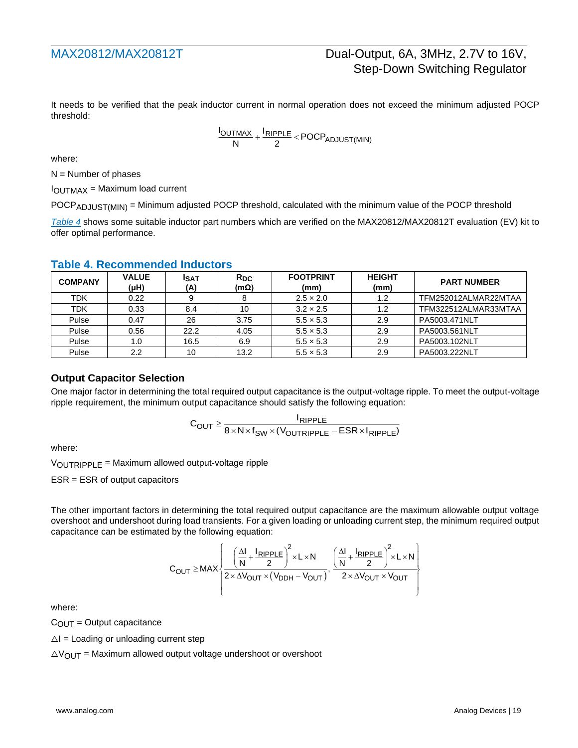It needs to be verified that the peak inductor current in normal operation does not exceed the minimum adjusted POCP threshold:

$$\frac{I_{OUTMAX}}{N} + \frac{I_{RIPPLE}}{2} < POCP_{ADJUST(MIN)}$$

where:

N = Number of phases

$I_{OUTMAX}$ = Maximum load current

$POCP_{ADJUST(MIN)}$ = Minimum adjusted POCP threshold, calculated with the minimum value of the POCP threshold

*Table 4* shows some suitable inductor part numbers which are verified on the MAX20812/MAX20812T evaluation (EV) kit to offer optimal performance.

## Table 4. Recommended Inductors

| COMPANY | VALUE (µH) | $I_{SAT}$ (A) | $R_{DC}$ (mΩ) | FOOTPRINT (mm) | HEIGHT (mm) | PART NUMBER |
|---|---|---|---|---|---|---|
| TDK | 0.22 | 9 | 8 | 2.5 × 2.0 | 1.2 | TFM252012ALMAR22MTAA |
| TDK | 0.33 | 8.4 | 10 | 3.2 × 2.5 | 1.2 | TFM322512ALMAR33MTAA |
| Pulse | 0.47 | 26 | 3.75 | 5.5 × 5.3 | 2.9 | PA5003.471NLT |
| Pulse | 0.56 | 22.2 | 4.05 | 5.5 × 5.3 | 2.9 | PA5003.561NLT |
| Pulse | 1.0 | 16.5 | 6.9 | 5.5 × 5.3 | 2.9 | PA5003.102NLT |
| Pulse | 2.2 | 10 | 13.2 | 5.5 × 5.3 | 2.9 | PA5003.222NLT |

### Output Capacitor Selection

One major factor in determining the total required output capacitance is the output-voltage ripple. To meet the output-voltage ripple requirement, the minimum output capacitance should satisfy the following equation:

$$C_{OUT} \geq \frac{I_{RIPPLE}}{8 \times N \times f_{SW} \times (V_{OUTRIPPLE} - ESR \times I_{RIPPLE})}$$

where:

$V_{OUTRIPPLE}$ = Maximum allowed output-voltage ripple

ESR = ESR of output capacitors

The other important factors in determining the total required output capacitance are the maximum allowable output voltage overshoot and undershoot during load transients. For a given loading or unloading current step, the minimum required output capacitance can be estimated by the following equation:

$$C_{OUT} \geq MAX\left\{\frac{\left(\frac{\Delta I}{N} + \frac{I_{RIPPLE}}{2}\right)^2 \times L \times N}{2 \times \Delta V_{OUT} \times (V_{DDH} - V_{OUT})}, \frac{\left(\frac{\Delta I}{N} + \frac{I_{RIPPLE}}{2}\right)^2 \times L \times N}{2 \times \Delta V_{OUT} \times V_{OUT}}\right\}$$

where:

$C_{OUT}$ = Output capacitance

$\Delta I$ = Loading or unloading current step

$\Delta V_{OUT}$ = Maximum allowed output voltage undershoot or overshoot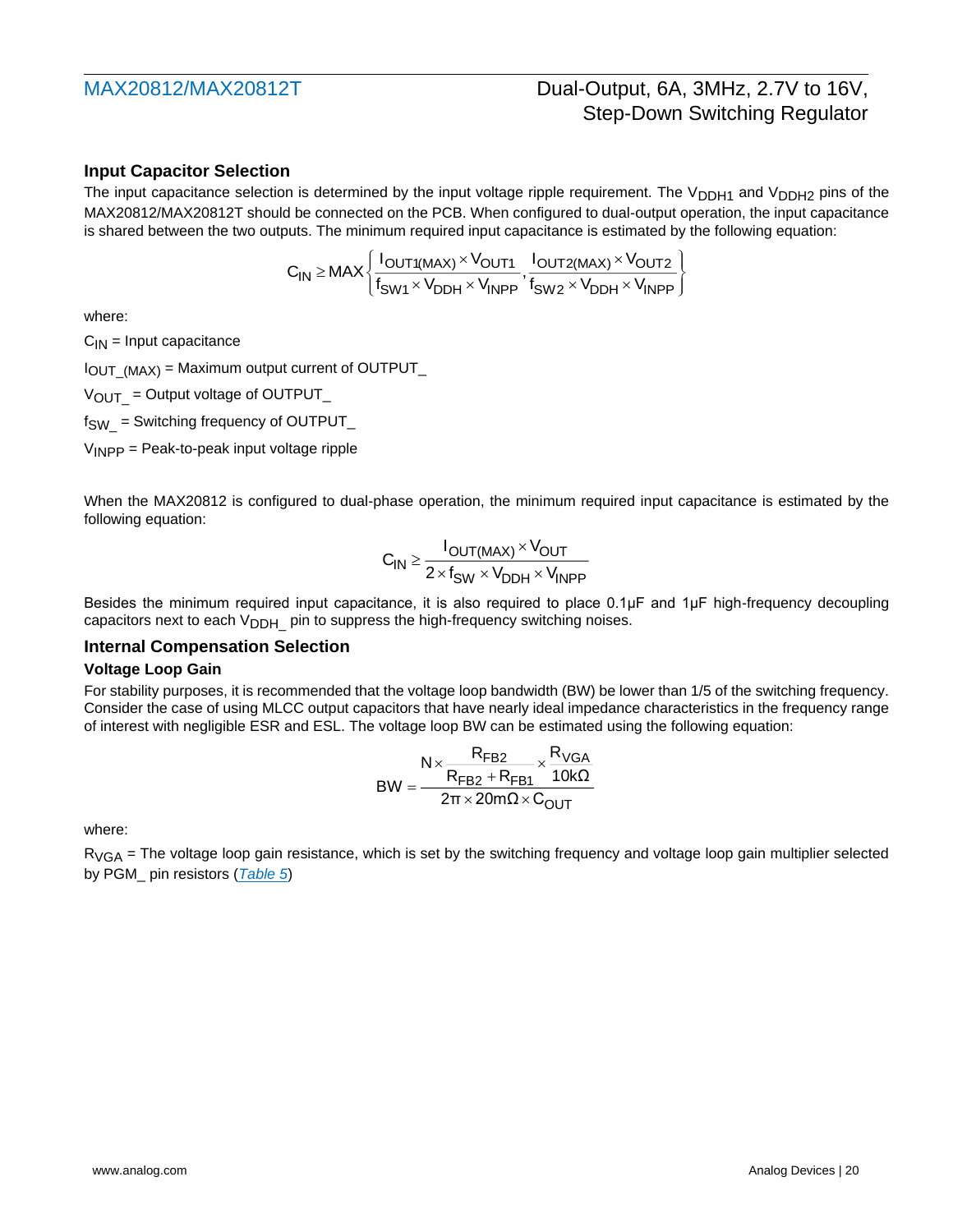## Input Capacitor Selection

The input capacitance selection is determined by the input voltage ripple requirement. The $V_{DDH1}$ and $V_{DDH2}$ pins of the MAX20812/MAX20812T should be connected on the PCB. When configured to dual-output operation, the input capacitance is shared between the two outputs. The minimum required input capacitance is estimated by the following equation:

$$C_{IN} \geq MAX\left\{\frac{I_{OUT1(MAX)} \times V_{OUT1}}{f_{SW1} \times V_{DDH} \times V_{INPP}}, \frac{I_{OUT2(MAX)} \times V_{OUT2}}{f_{SW2} \times V_{DDH} \times V_{INPP}}\right\}$$

where:

$C_{IN}$ = Input capacitance

$I_{OUT\_(MAX)}$ = Maximum output current of OUTPUT_

$V_{OUT\_}$ = Output voltage of OUTPUT_

$f_{SW\_}$ = Switching frequency of OUTPUT_

$V_{INPP}$ = Peak-to-peak input voltage ripple

When the MAX20812 is configured to dual-phase operation, the minimum required input capacitance is estimated by the following equation:

$$C_{IN} \geq \frac{I_{OUT(MAX)} \times V_{OUT}}{2 \times f_{SW} \times V_{DDH} \times V_{INPP}}$$

Besides the minimum required input capacitance, it is also required to place 0.1μF and 1μF high-frequency decoupling capacitors next to each $V_{DDH\_}$ pin to suppress the high-frequency switching noises.

## Internal Compensation Selection

### Voltage Loop Gain

For stability purposes, it is recommended that the voltage loop bandwidth (BW) be lower than 1/5 of the switching frequency. Consider the case of using MLCC output capacitors that have nearly ideal impedance characteristics in the frequency range of interest with negligible ESR and ESL. The voltage loop BW can be estimated using the following equation:

$$BW = \frac{N \times \frac{R_{FB2}}{R_{FB2} + R_{FB1}} \times \frac{R_{VGA}}{10k\Omega}}{2\pi \times 20m\Omega \times C_{OUT}}$$

where:

$R_{VGA}$ = The voltage loop gain resistance, which is set by the switching frequency and voltage loop gain multiplier selected by PGM_ pin resistors (*Table 5*)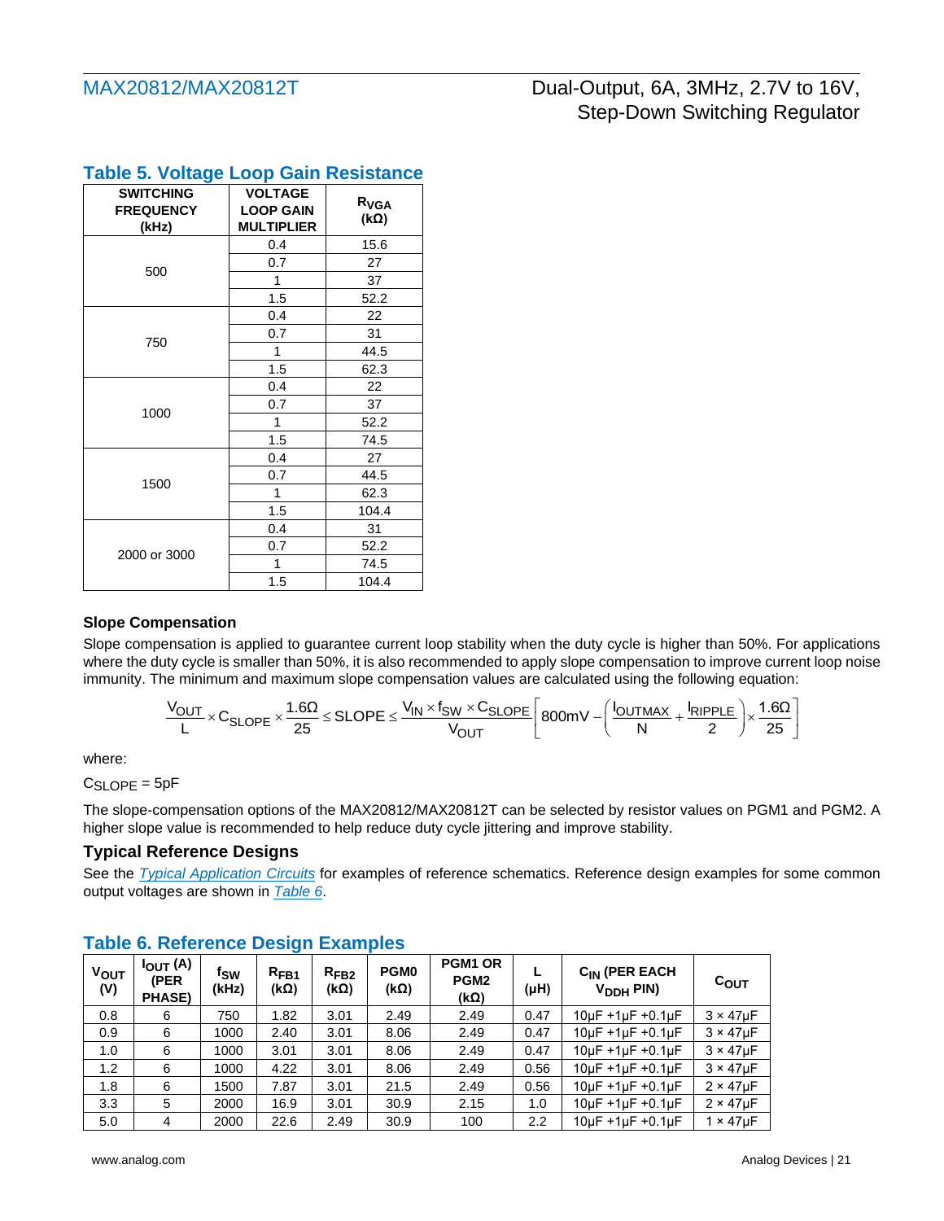## Table 5. Voltage Loop Gain Resistance

| SWITCHING FREQUENCY (kHz) | VOLTAGE LOOP GAIN MULTIPLIER | $R_{VGA}$ (kΩ) |
|---|---|---|
| 500 | 0.4 | 15.6 |
| | 0.7 | 27 |
| | 1 | 37 |
| | 1.5 | 52.2 |
| 750 | 0.4 | 22 |
| | 0.7 | 31 |
| | 1 | 44.5 |
| | 1.5 | 62.3 |
| 1000 | 0.4 | 22 |
| | 0.7 | 37 |
| | 1 | 52.2 |
| | 1.5 | 74.5 |
| 1500 | 0.4 | 27 |
| | 0.7 | 44.5 |
| | 1 | 62.3 |
| | 1.5 | 104.4 |
| 2000 or 3000 | 0.4 | 31 |
| | 0.7 | 52.2 |
| | 1 | 74.5 |
| | 1.5 | 104.4 |

### Slope Compensation

Slope compensation is applied to guarantee current loop stability when the duty cycle is higher than 50%. For applications where the duty cycle is smaller than 50%, it is also recommended to apply slope compensation to improve current loop noise immunity. The minimum and maximum slope compensation values are calculated using the following equation:

$$\frac{V_{OUT}}{L} \times C_{SLOPE} \times \frac{1.6\Omega}{25} \leq SLOPE \leq \frac{V_{IN} \times f_{SW} \times C_{SLOPE}}{V_{OUT}}\left[800mV - \left(\frac{I_{OUTMAX}}{N} + \frac{I_{RIPPLE}}{2}\right) \times \frac{1.6\Omega}{25}\right]$$

where:

$C_{SLOPE}$ = 5pF

The slope-compensation options of the MAX20812/MAX20812T can be selected by resistor values on PGM1 and PGM2. A higher slope value is recommended to help reduce duty cycle jittering and improve stability.

### Typical Reference Designs

See the *Typical Application Circuits* for examples of reference schematics. Reference design examples for some common output voltages are shown in *Table 6*.

## Table 6. Reference Design Examples

| $V_{OUT}$ (V) | $I_{OUT}$ (A) (PER PHASE) | $f_{SW}$ (kHz) | $R_{FB1}$ (kΩ) | $R_{FB2}$ (kΩ) | PGM0 (kΩ) | PGM1 OR PGM2 (kΩ) | L (µH) | $C_{IN}$ (PER EACH $V_{DDH}$ PIN) | $C_{OUT}$ |
|---|---|---|---|---|---|---|---|---|---|
| 0.8 | 6 | 750 | 1.82 | 3.01 | 2.49 | 2.49 | 0.47 | 10µF +1µF +0.1µF | 3 × 47µF |
| 0.9 | 6 | 1000 | 2.40 | 3.01 | 8.06 | 2.49 | 0.47 | 10µF +1µF +0.1µF | 3 × 47µF |
| 1.0 | 6 | 1000 | 3.01 | 3.01 | 8.06 | 2.49 | 0.47 | 10µF +1µF +0.1µF | 3 × 47µF |
| 1.2 | 6 | 1000 | 4.22 | 3.01 | 8.06 | 2.49 | 0.56 | 10µF +1µF +0.1µF | 3 × 47µF |
| 1.8 | 6 | 1500 | 7.87 | 3.01 | 21.5 | 2.49 | 0.56 | 10µF +1µF +0.1µF | 2 × 47µF |
| 3.3 | 5 | 2000 | 16.9 | 3.01 | 30.9 | 2.15 | 1.0 | 10µF +1µF +0.1µF | 2 × 47µF |
| 5.0 | 4 | 2000 | 22.6 | 2.49 | 30.9 | 100 | 2.2 | 10µF +1µF +0.1µF | 1 × 47µF |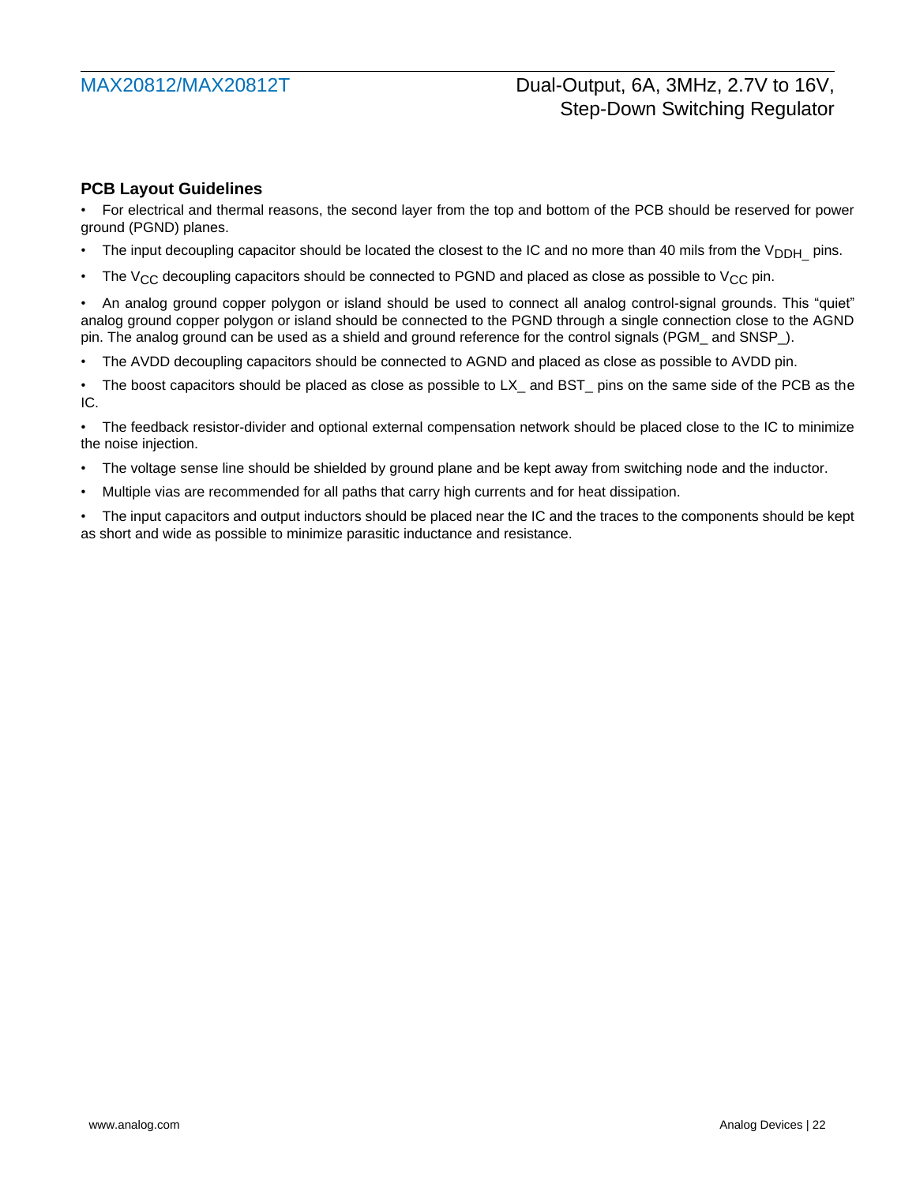## PCB Layout Guidelines

- For electrical and thermal reasons, the second layer from the top and bottom of the PCB should be reserved for power ground (PGND) planes.
- The input decoupling capacitor should be located the closest to the IC and no more than 40 mils from the $V_{DDH\_}$ pins.
- The $V_{CC}$ decoupling capacitors should be connected to PGND and placed as close as possible to $V_{CC}$ pin.
- An analog ground copper polygon or island should be used to connect all analog control-signal grounds. This “quiet” analog ground copper polygon or island should be connected to the PGND through a single connection close to the AGND pin. The analog ground can be used as a shield and ground reference for the control signals (PGM_ and SNSP_).
- The AVDD decoupling capacitors should be connected to AGND and placed as close as possible to AVDD pin.
- The boost capacitors should be placed as close as possible to LX_ and BST_ pins on the same side of the PCB as the IC.
- The feedback resistor-divider and optional external compensation network should be placed close to the IC to minimize the noise injection.
- The voltage sense line should be shielded by ground plane and be kept away from switching node and the inductor.
- Multiple vias are recommended for all paths that carry high currents and for heat dissipation.
- The input capacitors and output inductors should be placed near the IC and the traces to the components should be kept as short and wide as possible to minimize parasitic inductance and resistance.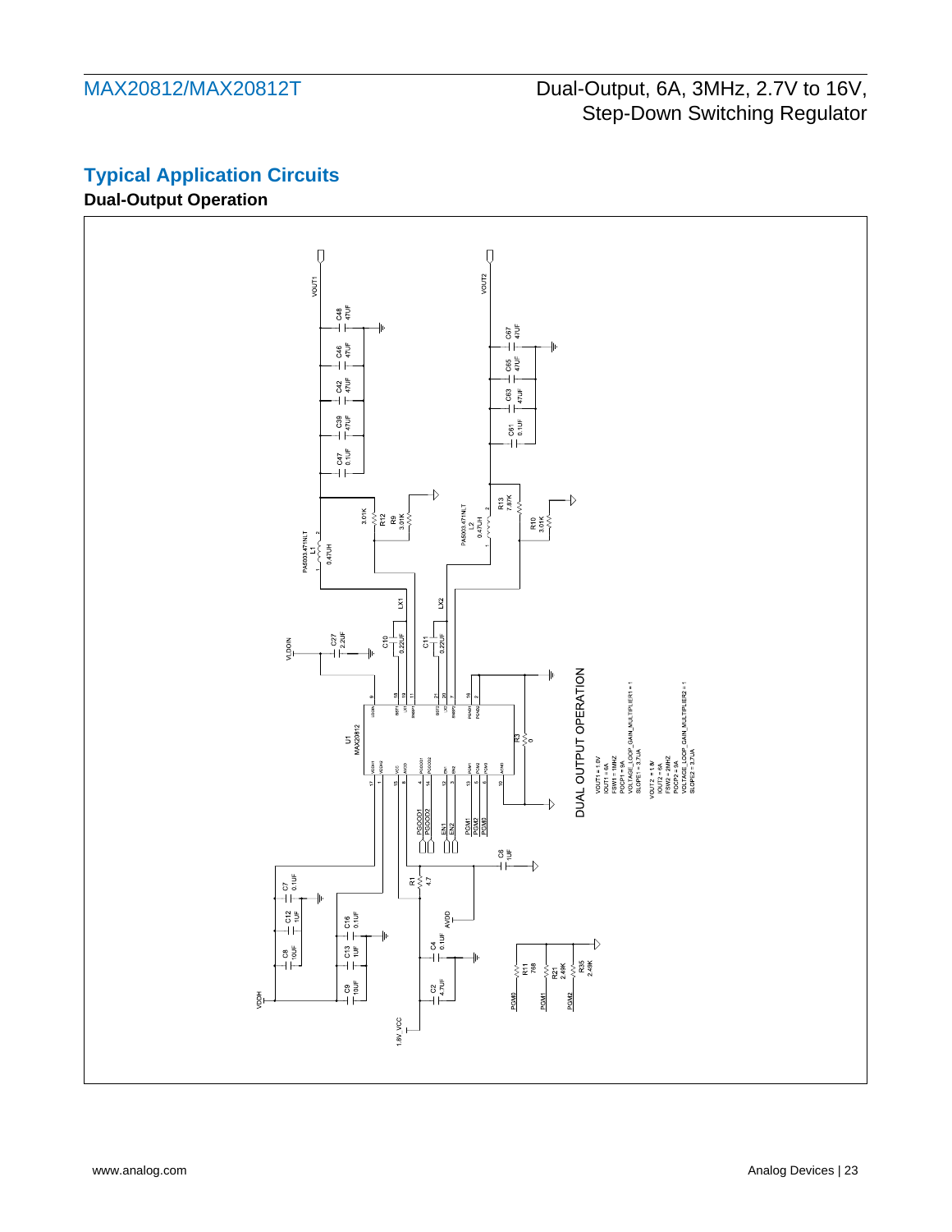## Typical Application Circuits

### Dual-Output Operation

DUAL OUTPUT OPERATION

VOUT1 = 1.0V
IOUT1 = 6A
FSW1 = 1MHZ
POCP1 = 9A
VOLTAGE_LOOP_GAIN_MULTIPLIER1 = 1
SLOPE1 = 3.7UA

VOUT2 = 1.8V
IOUT2 = 6A
FSW2 = 2MHZ
POCP2 = 9A
VOLTAGE_LOOP_GAIN_MULTIPLIER2 = 1
SLOPE2 = 3.7UA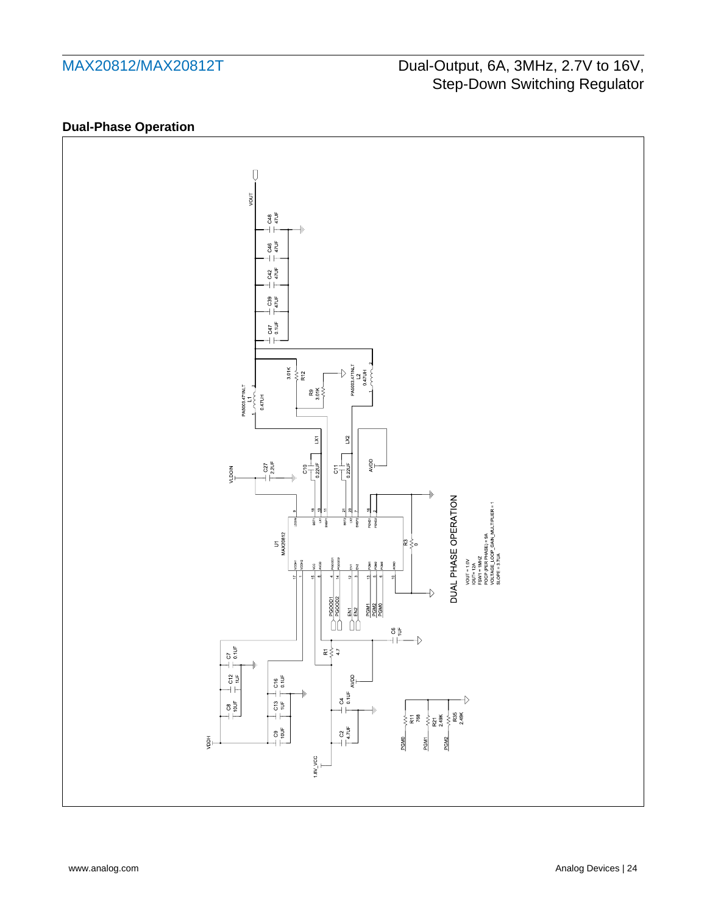## Dual-Phase Operation

DUAL PHASE OPERATION

VOUT = 1.0V
IOUT= 12A
FSW1 = 1MHZ
POCP (PER PHASE) = 8A
VOLTAGE_LOOP_GAIN_MULTIPLIER = 1
SLOPE = 3.7UA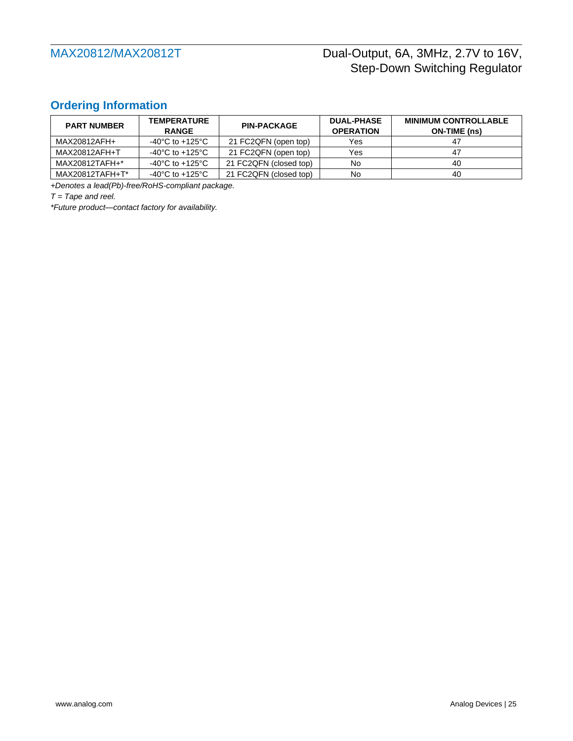## Ordering Information

| PART NUMBER | TEMPERATURE RANGE | PIN-PACKAGE | DUAL-PHASE OPERATION | MINIMUM CONTROLLABLE ON-TIME (ns) |
|---|---|---|---|---|
| MAX20812AFH+ | -40°C to +125°C | 21 FC2QFN (open top) | Yes | 47 |
| MAX20812AFH+T | -40°C to +125°C | 21 FC2QFN (open top) | Yes | 47 |
| MAX20812TAFH+* | -40°C to +125°C | 21 FC2QFN (closed top) | No | 40 |
| MAX20812TAFH+T* | -40°C to +125°C | 21 FC2QFN (closed top) | No | 40 |

*+Denotes a lead(Pb)-free/RoHS-compliant package.*

*T = Tape and reel.*

**Future product—contact factory for availability.*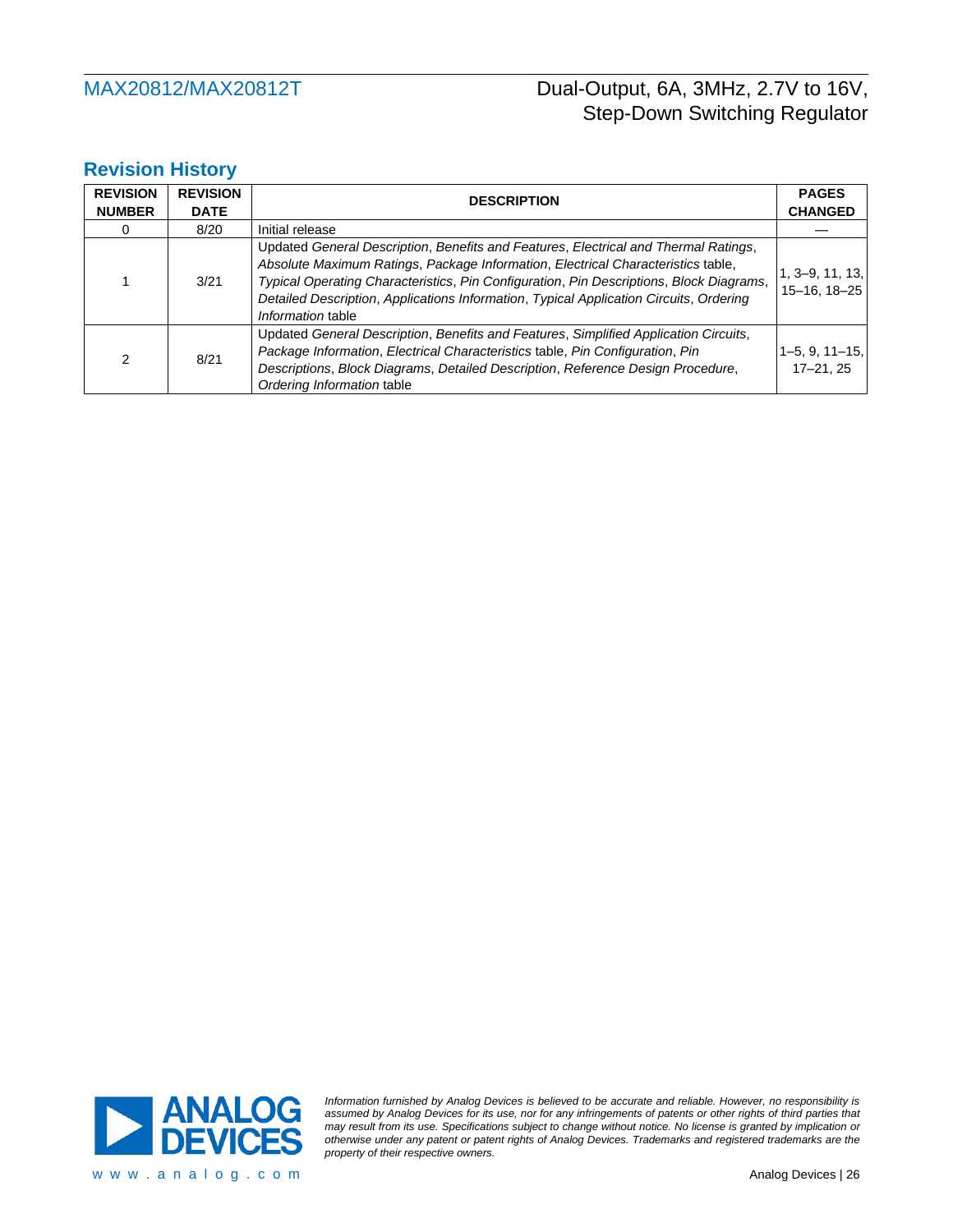## Revision History

| REVISION NUMBER | REVISION DATE | DESCRIPTION | PAGES CHANGED |
|---|---|---|---|
| 0 | 8/20 | Initial release | — |
| 1 | 3/21 | Updated *General Description*, *Benefits and Features*, *Electrical and Thermal Ratings*, *Absolute Maximum Ratings*, *Package Information*, *Electrical Characteristics* table, *Typical Operating Characteristics*, *Pin Configuration*, *Pin Descriptions*, *Block Diagrams*, *Detailed Description*, *Applications Information*, *Typical Application Circuits*, *Ordering Information* table | 1, 3–9, 11, 13, 15–16, 18–25 |
| 2 | 8/21 | Updated *General Description*, *Benefits and Features*, *Simplified Application Circuits*, *Package Information*, *Electrical Characteristics* table, *Pin Configuration*, *Pin Descriptions*, *Block Diagrams*, *Detailed Description*, *Reference Design Procedure*, *Ordering Information* table | 1–5, 9, 11–15, 17–21, 25 |

*Information furnished by Analog Devices is believed to be accurate and reliable. However, no responsibility is assumed by Analog Devices for its use, nor for any infringements of patents or other rights of third parties that may result from its use. Specifications subject to change without notice. No license is granted by implication or otherwise under any patent or patent rights of Analog Devices. Trademarks and registered trademarks are the property of their respective owners.*

www.analog.com